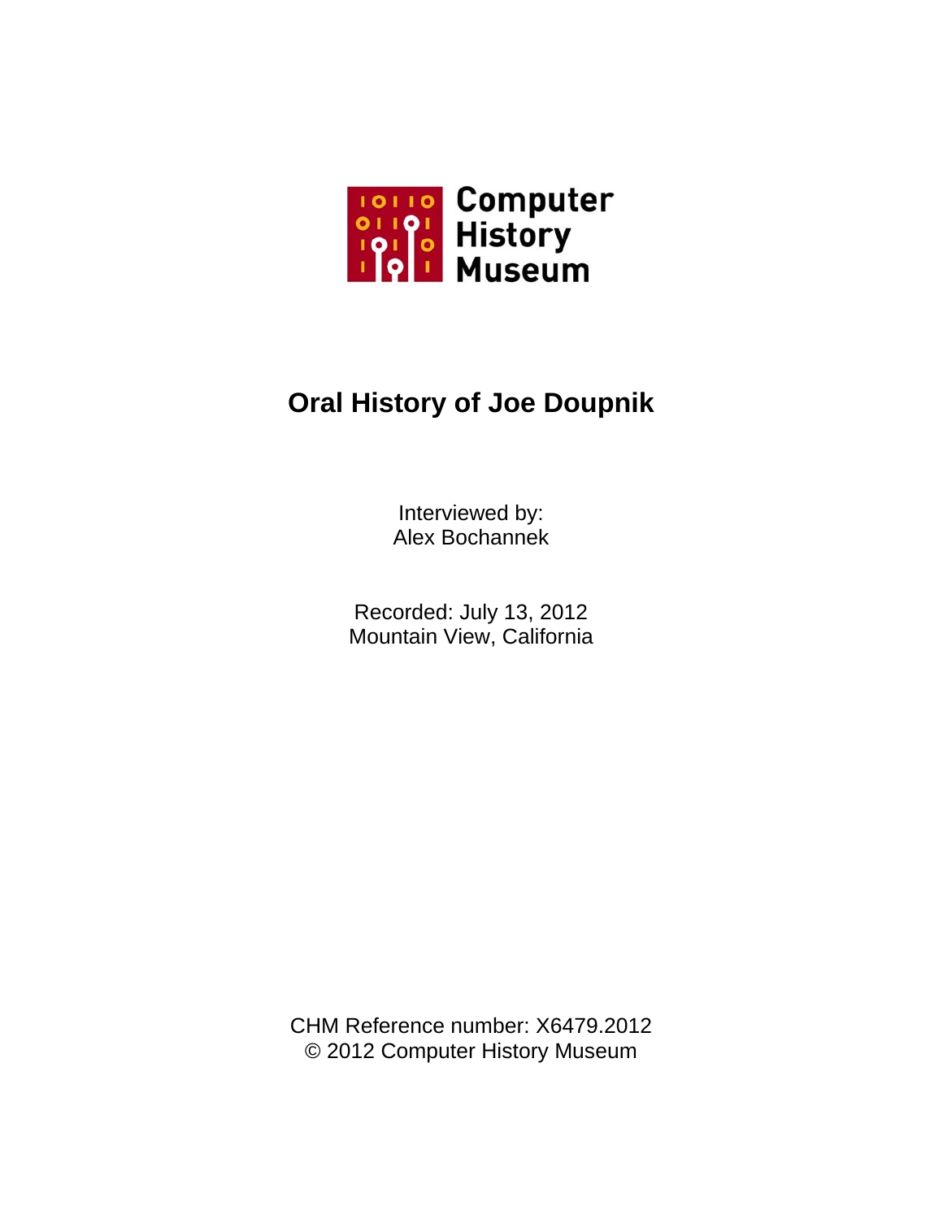Computer History Museum

# Oral History of Joe Doupnik

Interviewed by:
Alex Bochannek

Recorded: July 13, 2012
Mountain View, California

CHM Reference number: X6479.2012
© 2012 Computer History Museum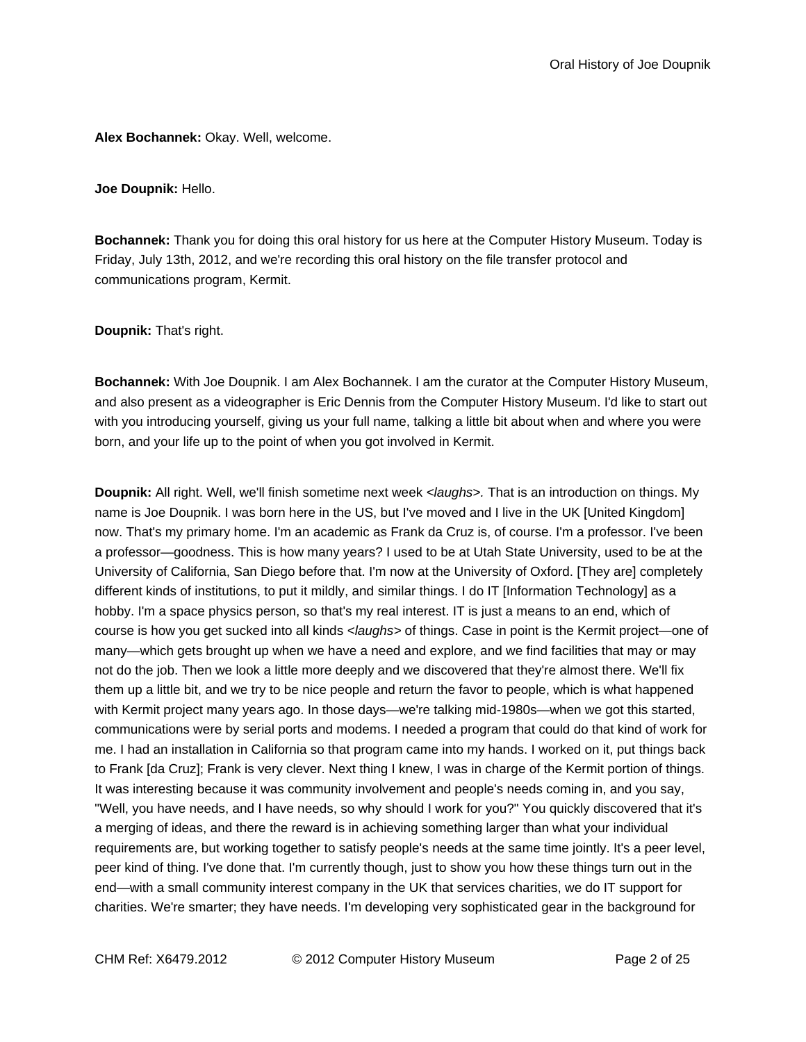**Alex Bochannek:** Okay. Well, welcome.

**Joe Doupnik:** Hello.

**Bochannek:** Thank you for doing this oral history for us here at the Computer History Museum. Today is Friday, July 13th, 2012, and we're recording this oral history on the file transfer protocol and communications program, Kermit.

**Doupnik:** That's right.

**Bochannek:** With Joe Doupnik. I am Alex Bochannek. I am the curator at the Computer History Museum, and also present as a videographer is Eric Dennis from the Computer History Museum. I'd like to start out with you introducing yourself, giving us your full name, talking a little bit about when and where you were born, and your life up to the point of when you got involved in Kermit.

**Doupnik:** All right. Well, we'll finish sometime next week *<laughs>.* That is an introduction on things. My name is Joe Doupnik. I was born here in the US, but I've moved and I live in the UK [United Kingdom] now. That's my primary home. I'm an academic as Frank da Cruz is, of course. I'm a professor. I've been a professor—goodness. This is how many years? I used to be at Utah State University, used to be at the University of California, San Diego before that. I'm now at the University of Oxford. [They are] completely different kinds of institutions, to put it mildly, and similar things. I do IT [Information Technology] as a hobby. I'm a space physics person, so that's my real interest. IT is just a means to an end, which of course is how you get sucked into all kinds *<laughs>* of things. Case in point is the Kermit project—one of many—which gets brought up when we have a need and explore, and we find facilities that may or may not do the job. Then we look a little more deeply and we discovered that they're almost there. We'll fix them up a little bit, and we try to be nice people and return the favor to people, which is what happened with Kermit project many years ago. In those days—we're talking mid-1980s—when we got this started, communications were by serial ports and modems. I needed a program that could do that kind of work for me. I had an installation in California so that program came into my hands. I worked on it, put things back to Frank [da Cruz]; Frank is very clever. Next thing I knew, I was in charge of the Kermit portion of things. It was interesting because it was community involvement and people's needs coming in, and you say, "Well, you have needs, and I have needs, so why should I work for you?" You quickly discovered that it's a merging of ideas, and there the reward is in achieving something larger than what your individual requirements are, but working together to satisfy people's needs at the same time jointly. It's a peer level, peer kind of thing. I've done that. I'm currently though, just to show you how these things turn out in the end—with a small community interest company in the UK that services charities, we do IT support for charities. We're smarter; they have needs. I'm developing very sophisticated gear in the background for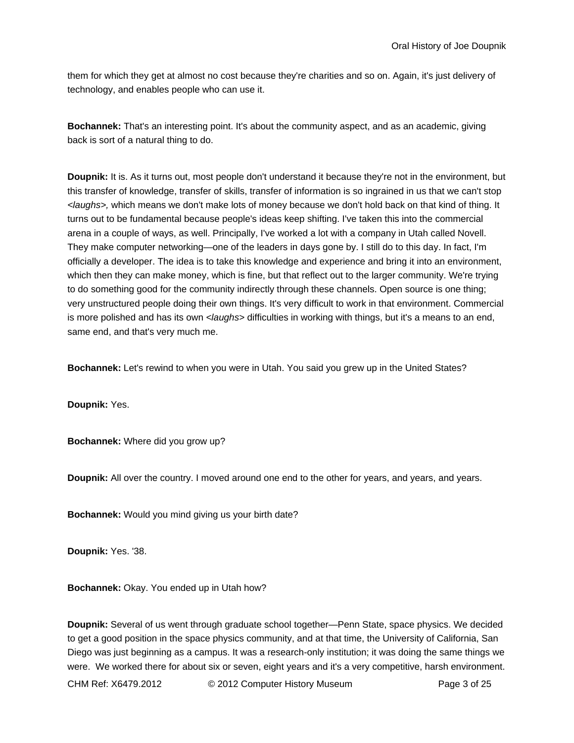them for which they get at almost no cost because they're charities and so on. Again, it's just delivery of technology, and enables people who can use it.

**Bochannek:** That's an interesting point. It's about the community aspect, and as an academic, giving back is sort of a natural thing to do.

**Doupnik:** It is. As it turns out, most people don't understand it because they're not in the environment, but this transfer of knowledge, transfer of skills, transfer of information is so ingrained in us that we can't stop *<laughs>,* which means we don't make lots of money because we don't hold back on that kind of thing. It turns out to be fundamental because people's ideas keep shifting. I've taken this into the commercial arena in a couple of ways, as well. Principally, I've worked a lot with a company in Utah called Novell. They make computer networking—one of the leaders in days gone by. I still do to this day. In fact, I'm officially a developer. The idea is to take this knowledge and experience and bring it into an environment, which then they can make money, which is fine, but that reflect out to the larger community. We're trying to do something good for the community indirectly through these channels. Open source is one thing; very unstructured people doing their own things. It's very difficult to work in that environment. Commercial is more polished and has its own *<laughs>* difficulties in working with things, but it's a means to an end, same end, and that's very much me.

**Bochannek:** Let's rewind to when you were in Utah. You said you grew up in the United States?

**Doupnik:** Yes.

**Bochannek:** Where did you grow up?

**Doupnik:** All over the country. I moved around one end to the other for years, and years, and years.

**Bochannek:** Would you mind giving us your birth date?

**Doupnik:** Yes. '38.

**Bochannek:** Okay. You ended up in Utah how?

**Doupnik:** Several of us went through graduate school together—Penn State, space physics. We decided to get a good position in the space physics community, and at that time, the University of California, San Diego was just beginning as a campus. It was a research-only institution; it was doing the same things we were. We worked there for about six or seven, eight years and it's a very competitive, harsh environment.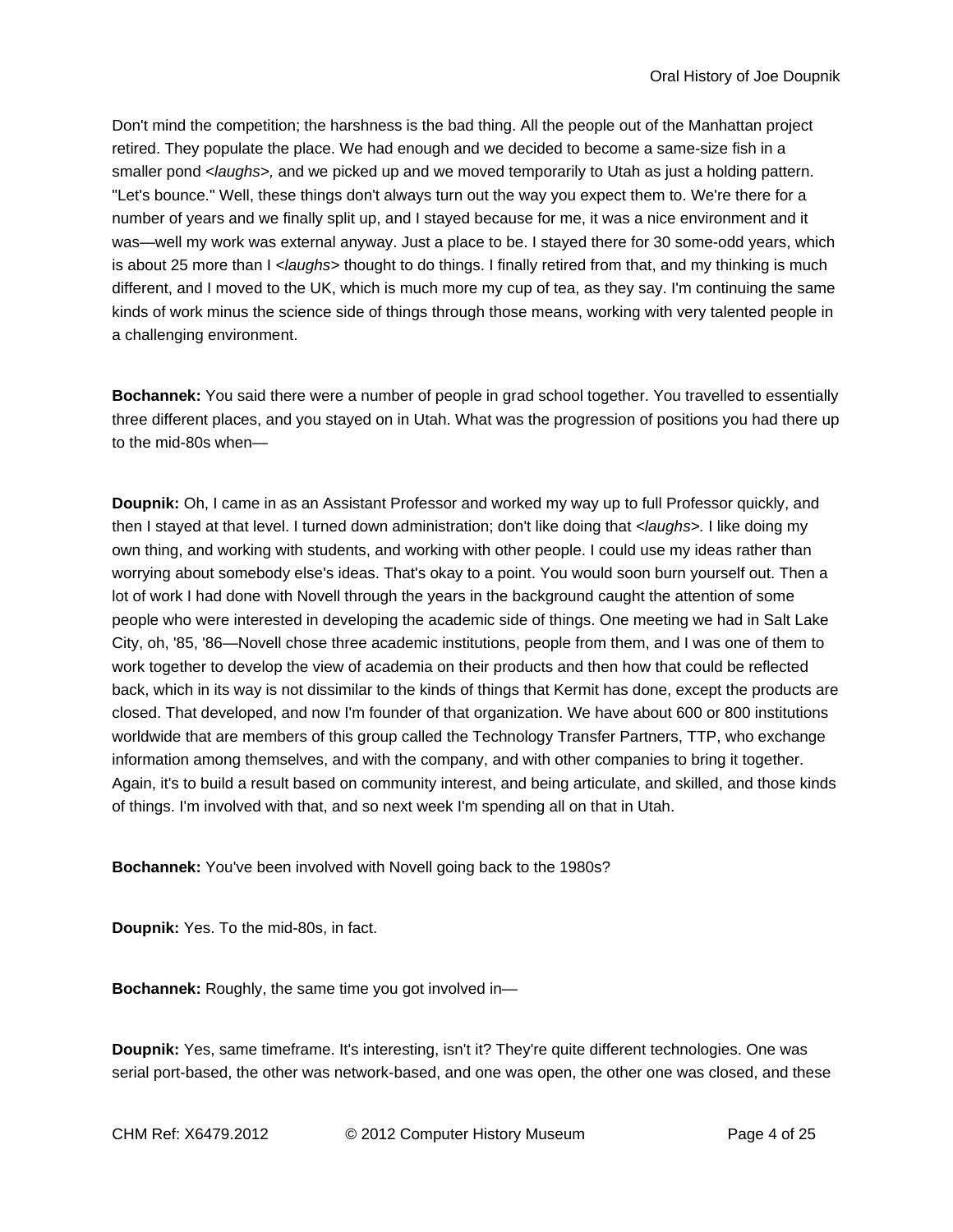Don't mind the competition; the harshness is the bad thing. All the people out of the Manhattan project retired. They populate the place. We had enough and we decided to become a same-size fish in a smaller pond <*laughs*>, and we picked up and we moved temporarily to Utah as just a holding pattern. "Let's bounce." Well, these things don't always turn out the way you expect them to. We're there for a number of years and we finally split up, and I stayed because for me, it was a nice environment and it was—well my work was external anyway. Just a place to be. I stayed there for 30 some-odd years, which is about 25 more than I <*laughs*> thought to do things. I finally retired from that, and my thinking is much different, and I moved to the UK, which is much more my cup of tea, as they say. I'm continuing the same kinds of work minus the science side of things through those means, working with very talented people in a challenging environment.

**Bochannek:** You said there were a number of people in grad school together. You travelled to essentially three different places, and you stayed on in Utah. What was the progression of positions you had there up to the mid-80s when—

**Doupnik:** Oh, I came in as an Assistant Professor and worked my way up to full Professor quickly, and then I stayed at that level. I turned down administration; don't like doing that <*laughs*>. I like doing my own thing, and working with students, and working with other people. I could use my ideas rather than worrying about somebody else's ideas. That's okay to a point. You would soon burn yourself out. Then a lot of work I had done with Novell through the years in the background caught the attention of some people who were interested in developing the academic side of things. One meeting we had in Salt Lake City, oh, '85, '86—Novell chose three academic institutions, people from them, and I was one of them to work together to develop the view of academia on their products and then how that could be reflected back, which in its way is not dissimilar to the kinds of things that Kermit has done, except the products are closed. That developed, and now I'm founder of that organization. We have about 600 or 800 institutions worldwide that are members of this group called the Technology Transfer Partners, TTP, who exchange information among themselves, and with the company, and with other companies to bring it together. Again, it's to build a result based on community interest, and being articulate, and skilled, and those kinds of things. I'm involved with that, and so next week I'm spending all on that in Utah.

**Bochannek:** You've been involved with Novell going back to the 1980s?

**Doupnik:** Yes. To the mid-80s, in fact.

**Bochannek:** Roughly, the same time you got involved in—

**Doupnik:** Yes, same timeframe. It's interesting, isn't it? They're quite different technologies. One was serial port-based, the other was network-based, and one was open, the other one was closed, and these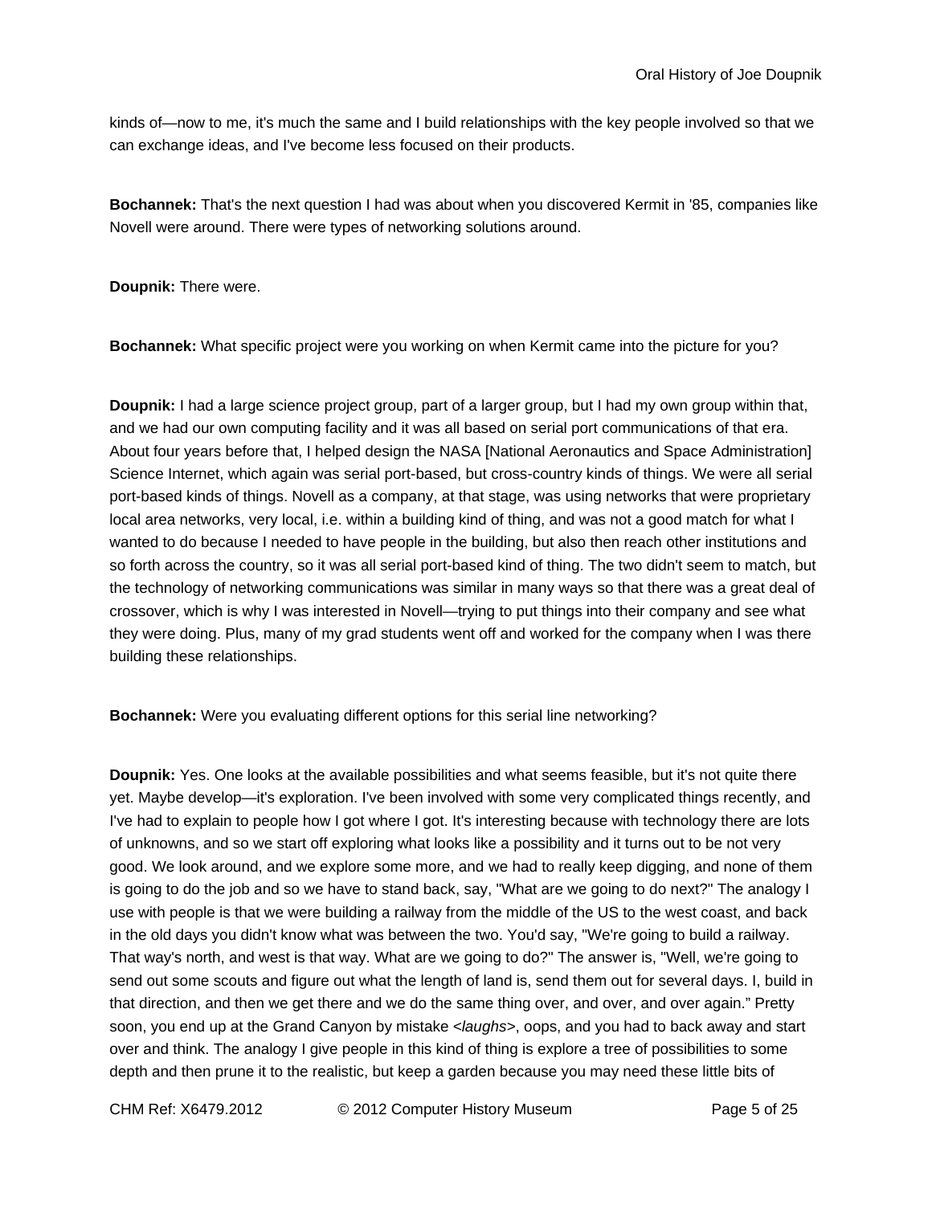kinds of—now to me, it's much the same and I build relationships with the key people involved so that we can exchange ideas, and I've become less focused on their products.

**Bochannek:** That's the next question I had was about when you discovered Kermit in '85, companies like Novell were around. There were types of networking solutions around.

**Doupnik:** There were.

**Bochannek:** What specific project were you working on when Kermit came into the picture for you?

**Doupnik:** I had a large science project group, part of a larger group, but I had my own group within that, and we had our own computing facility and it was all based on serial port communications of that era. About four years before that, I helped design the NASA [National Aeronautics and Space Administration] Science Internet, which again was serial port-based, but cross-country kinds of things. We were all serial port-based kinds of things. Novell as a company, at that stage, was using networks that were proprietary local area networks, very local, i.e. within a building kind of thing, and was not a good match for what I wanted to do because I needed to have people in the building, but also then reach other institutions and so forth across the country, so it was all serial port-based kind of thing. The two didn't seem to match, but the technology of networking communications was similar in many ways so that there was a great deal of crossover, which is why I was interested in Novell—trying to put things into their company and see what they were doing. Plus, many of my grad students went off and worked for the company when I was there building these relationships.

**Bochannek:** Were you evaluating different options for this serial line networking?

**Doupnik:** Yes. One looks at the available possibilities and what seems feasible, but it's not quite there yet. Maybe develop—it's exploration. I've been involved with some very complicated things recently, and I've had to explain to people how I got where I got. It's interesting because with technology there are lots of unknowns, and so we start off exploring what looks like a possibility and it turns out to be not very good. We look around, and we explore some more, and we had to really keep digging, and none of them is going to do the job and so we have to stand back, say, "What are we going to do next?" The analogy I use with people is that we were building a railway from the middle of the US to the west coast, and back in the old days you didn't know what was between the two. You'd say, "We're going to build a railway. That way's north, and west is that way. What are we going to do?" The answer is, "Well, we're going to send out some scouts and figure out what the length of land is, send them out for several days. I, build in that direction, and then we get there and we do the same thing over, and over, and over again." Pretty soon, you end up at the Grand Canyon by mistake <*laughs*>, oops, and you had to back away and start over and think. The analogy I give people in this kind of thing is explore a tree of possibilities to some depth and then prune it to the realistic, but keep a garden because you may need these little bits of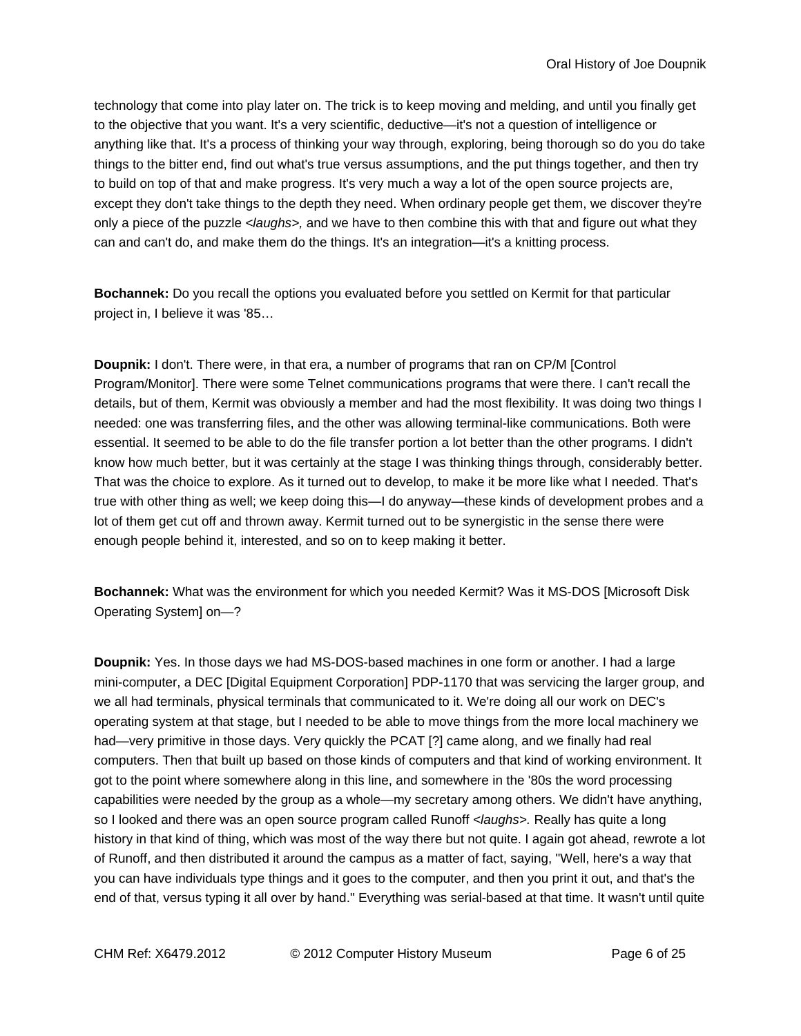technology that come into play later on. The trick is to keep moving and melding, and until you finally get to the objective that you want. It's a very scientific, deductive—it's not a question of intelligence or anything like that. It's a process of thinking your way through, exploring, being thorough so do you do take things to the bitter end, find out what's true versus assumptions, and the put things together, and then try to build on top of that and make progress. It's very much a way a lot of the open source projects are, except they don't take things to the depth they need. When ordinary people get them, we discover they're only a piece of the puzzle <*laughs*>, and we have to then combine this with that and figure out what they can and can't do, and make them do the things. It's an integration—it's a knitting process.

**Bochannek:** Do you recall the options you evaluated before you settled on Kermit for that particular project in, I believe it was '85…

**Doupnik:** I don't. There were, in that era, a number of programs that ran on CP/M [Control Program/Monitor]. There were some Telnet communications programs that were there. I can't recall the details, but of them, Kermit was obviously a member and had the most flexibility. It was doing two things I needed: one was transferring files, and the other was allowing terminal-like communications. Both were essential. It seemed to be able to do the file transfer portion a lot better than the other programs. I didn't know how much better, but it was certainly at the stage I was thinking things through, considerably better. That was the choice to explore. As it turned out to develop, to make it be more like what I needed. That's true with other thing as well; we keep doing this—I do anyway—these kinds of development probes and a lot of them get cut off and thrown away. Kermit turned out to be synergistic in the sense there were enough people behind it, interested, and so on to keep making it better.

**Bochannek:** What was the environment for which you needed Kermit? Was it MS-DOS [Microsoft Disk Operating System] on—?

**Doupnik:** Yes. In those days we had MS-DOS-based machines in one form or another. I had a large mini-computer, a DEC [Digital Equipment Corporation] PDP-1170 that was servicing the larger group, and we all had terminals, physical terminals that communicated to it. We're doing all our work on DEC's operating system at that stage, but I needed to be able to move things from the more local machinery we had—very primitive in those days. Very quickly the PCAT [?] came along, and we finally had real computers. Then that built up based on those kinds of computers and that kind of working environment. It got to the point where somewhere along in this line, and somewhere in the '80s the word processing capabilities were needed by the group as a whole—my secretary among others. We didn't have anything, so I looked and there was an open source program called Runoff <*laughs*>. Really has quite a long history in that kind of thing, which was most of the way there but not quite. I again got ahead, rewrote a lot of Runoff, and then distributed it around the campus as a matter of fact, saying, "Well, here's a way that you can have individuals type things and it goes to the computer, and then you print it out, and that's the end of that, versus typing it all over by hand." Everything was serial-based at that time. It wasn't until quite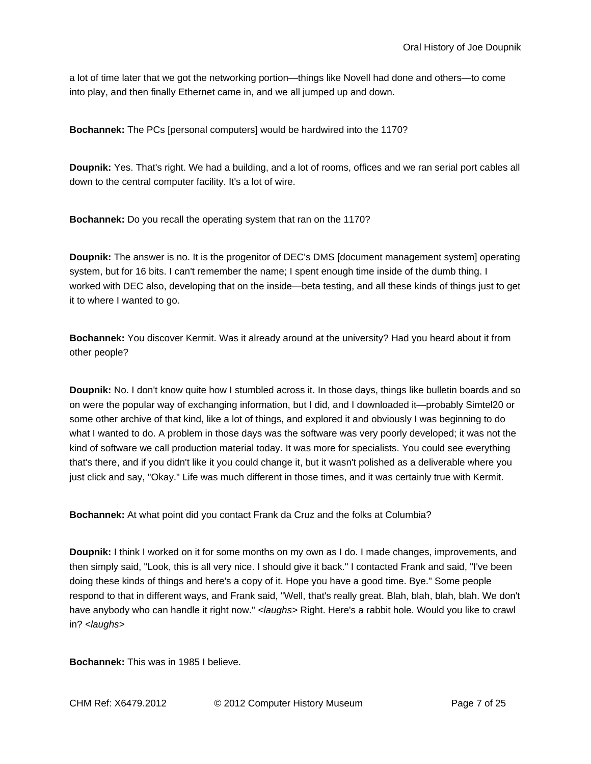a lot of time later that we got the networking portion—things like Novell had done and others—to come into play, and then finally Ethernet came in, and we all jumped up and down.

**Bochannek:** The PCs [personal computers] would be hardwired into the 1170?

**Doupnik:** Yes. That's right. We had a building, and a lot of rooms, offices and we ran serial port cables all down to the central computer facility. It's a lot of wire.

**Bochannek:** Do you recall the operating system that ran on the 1170?

**Doupnik:** The answer is no. It is the progenitor of DEC's DMS [document management system] operating system, but for 16 bits. I can't remember the name; I spent enough time inside of the dumb thing. I worked with DEC also, developing that on the inside—beta testing, and all these kinds of things just to get it to where I wanted to go.

**Bochannek:** You discover Kermit. Was it already around at the university? Had you heard about it from other people?

**Doupnik:** No. I don't know quite how I stumbled across it. In those days, things like bulletin boards and so on were the popular way of exchanging information, but I did, and I downloaded it—probably Simtel20 or some other archive of that kind, like a lot of things, and explored it and obviously I was beginning to do what I wanted to do. A problem in those days was the software was very poorly developed; it was not the kind of software we call production material today. It was more for specialists. You could see everything that's there, and if you didn't like it you could change it, but it wasn't polished as a deliverable where you just click and say, "Okay." Life was much different in those times, and it was certainly true with Kermit.

**Bochannek:** At what point did you contact Frank da Cruz and the folks at Columbia?

**Doupnik:** I think I worked on it for some months on my own as I do. I made changes, improvements, and then simply said, "Look, this is all very nice. I should give it back." I contacted Frank and said, "I've been doing these kinds of things and here's a copy of it. Hope you have a good time. Bye." Some people respond to that in different ways, and Frank said, "Well, that's really great. Blah, blah, blah, blah. We don't have anybody who can handle it right now." *<laughs>* Right. Here's a rabbit hole. Would you like to crawl in? *<laughs>*

**Bochannek:** This was in 1985 I believe.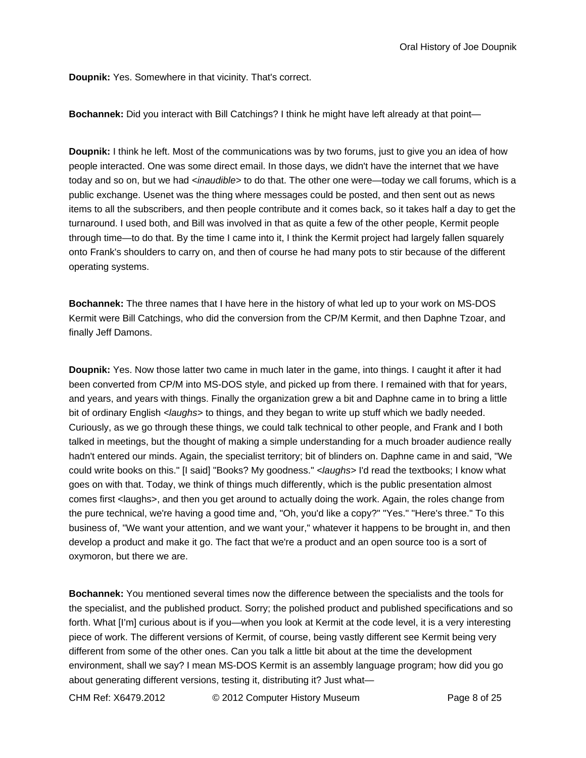**Doupnik:** Yes. Somewhere in that vicinity. That's correct.

**Bochannek:** Did you interact with Bill Catchings? I think he might have left already at that point—

**Doupnik:** I think he left. Most of the communications was by two forums, just to give you an idea of how people interacted. One was some direct email. In those days, we didn't have the internet that we have today and so on, but we had *<inaudible>* to do that. The other one were—today we call forums, which is a public exchange. Usenet was the thing where messages could be posted, and then sent out as news items to all the subscribers, and then people contribute and it comes back, so it takes half a day to get the turnaround. I used both, and Bill was involved in that as quite a few of the other people, Kermit people through time—to do that. By the time I came into it, I think the Kermit project had largely fallen squarely onto Frank's shoulders to carry on, and then of course he had many pots to stir because of the different operating systems.

**Bochannek:** The three names that I have here in the history of what led up to your work on MS-DOS Kermit were Bill Catchings, who did the conversion from the CP/M Kermit, and then Daphne Tzoar, and finally Jeff Damons.

**Doupnik:** Yes. Now those latter two came in much later in the game, into things. I caught it after it had been converted from CP/M into MS-DOS style, and picked up from there. I remained with that for years, and years, and years with things. Finally the organization grew a bit and Daphne came in to bring a little bit of ordinary English *<laughs>* to things, and they began to write up stuff which we badly needed. Curiously, as we go through these things, we could talk technical to other people, and Frank and I both talked in meetings, but the thought of making a simple understanding for a much broader audience really hadn't entered our minds. Again, the specialist territory; bit of blinders on. Daphne came in and said, "We could write books on this." [I said] "Books? My goodness." *<laughs>* I'd read the textbooks; I know what goes on with that. Today, we think of things much differently, which is the public presentation almost comes first <laughs>, and then you get around to actually doing the work. Again, the roles change from the pure technical, we're having a good time and, "Oh, you'd like a copy?" "Yes." "Here's three." To this business of, "We want your attention, and we want your," whatever it happens to be brought in, and then develop a product and make it go. The fact that we're a product and an open source too is a sort of oxymoron, but there we are.

**Bochannek:** You mentioned several times now the difference between the specialists and the tools for the specialist, and the published product. Sorry; the polished product and published specifications and so forth. What [I'm] curious about is if you—when you look at Kermit at the code level, it is a very interesting piece of work. The different versions of Kermit, of course, being vastly different see Kermit being very different from some of the other ones. Can you talk a little bit about at the time the development environment, shall we say? I mean MS-DOS Kermit is an assembly language program; how did you go about generating different versions, testing it, distributing it? Just what—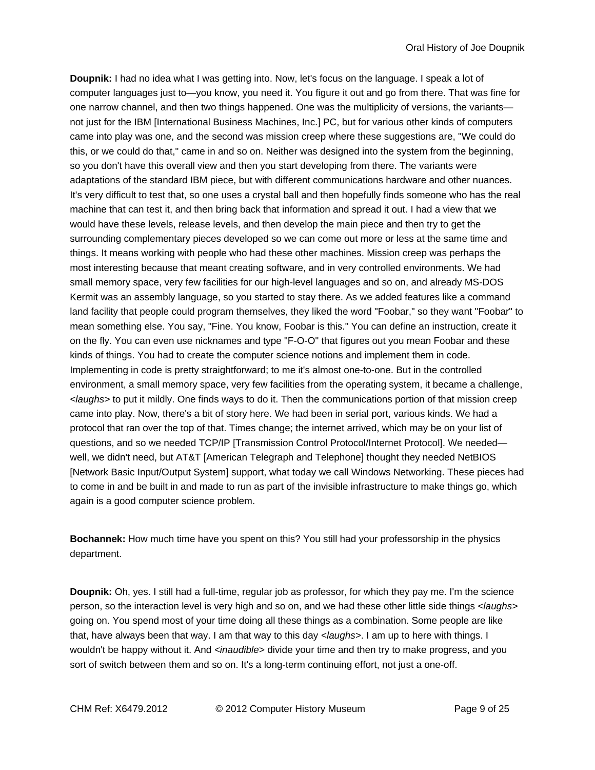**Doupnik:** I had no idea what I was getting into. Now, let's focus on the language. I speak a lot of computer languages just to—you know, you need it. You figure it out and go from there. That was fine for one narrow channel, and then two things happened. One was the multiplicity of versions, the variants—not just for the IBM [International Business Machines, Inc.] PC, but for various other kinds of computers came into play was one, and the second was mission creep where these suggestions are, "We could do this, or we could do that," came in and so on. Neither was designed into the system from the beginning, so you don't have this overall view and then you start developing from there. The variants were adaptations of the standard IBM piece, but with different communications hardware and other nuances. It's very difficult to test that, so one uses a crystal ball and then hopefully finds someone who has the real machine that can test it, and then bring back that information and spread it out. I had a view that we would have these levels, release levels, and then develop the main piece and then try to get the surrounding complementary pieces developed so we can come out more or less at the same time and things. It means working with people who had these other machines. Mission creep was perhaps the most interesting because that meant creating software, and in very controlled environments. We had small memory space, very few facilities for our high-level languages and so on, and already MS-DOS Kermit was an assembly language, so you started to stay there. As we added features like a command land facility that people could program themselves, they liked the word "Foobar," so they want "Foobar" to mean something else. You say, "Fine. You know, Foobar is this." You can define an instruction, create it on the fly. You can even use nicknames and type "F-O-O" that figures out you mean Foobar and these kinds of things. You had to create the computer science notions and implement them in code. Implementing in code is pretty straightforward; to me it's almost one-to-one. But in the controlled environment, a small memory space, very few facilities from the operating system, it became a challenge, *<laughs>* to put it mildly. One finds ways to do it. Then the communications portion of that mission creep came into play. Now, there's a bit of story here. We had been in serial port, various kinds. We had a protocol that ran over the top of that. Times change; the internet arrived, which may be on your list of questions, and so we needed TCP/IP [Transmission Control Protocol/Internet Protocol]. We needed—well, we didn't need, but AT&T [American Telegraph and Telephone] thought they needed NetBIOS [Network Basic Input/Output System] support, what today we call Windows Networking. These pieces had to come in and be built in and made to run as part of the invisible infrastructure to make things go, which again is a good computer science problem.

**Bochannek:** How much time have you spent on this? You still had your professorship in the physics department.

**Doupnik:** Oh, yes. I still had a full-time, regular job as professor, for which they pay me. I'm the science person, so the interaction level is very high and so on, and we had these other little side things *<laughs>* going on. You spend most of your time doing all these things as a combination. Some people are like that, have always been that way. I am that way to this day *<laughs>*. I am up to here with things. I wouldn't be happy without it. And *<inaudible>* divide your time and then try to make progress, and you sort of switch between them and so on. It's a long-term continuing effort, not just a one-off.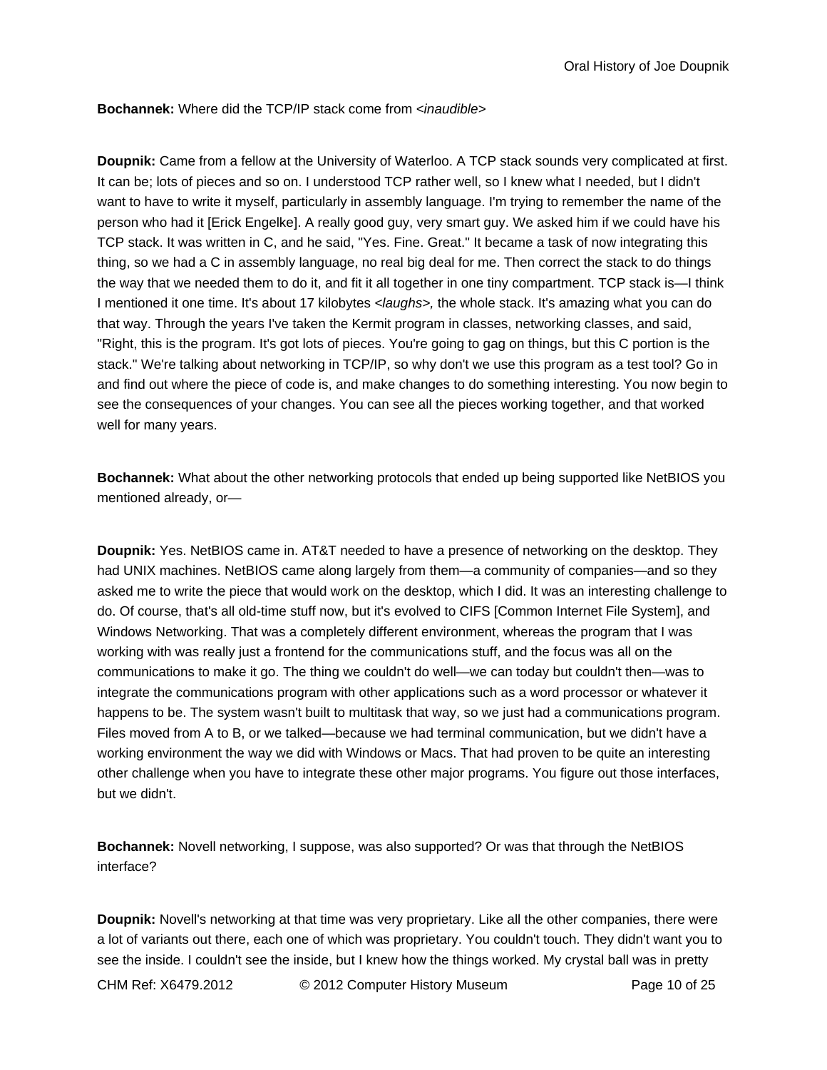**Bochannek:** Where did the TCP/IP stack come from *<inaudible>*

**Doupnik:** Came from a fellow at the University of Waterloo. A TCP stack sounds very complicated at first. It can be; lots of pieces and so on. I understood TCP rather well, so I knew what I needed, but I didn't want to have to write it myself, particularly in assembly language. I'm trying to remember the name of the person who had it [Erick Engelke]. A really good guy, very smart guy. We asked him if we could have his TCP stack. It was written in C, and he said, "Yes. Fine. Great." It became a task of now integrating this thing, so we had a C in assembly language, no real big deal for me. Then correct the stack to do things the way that we needed them to do it, and fit it all together in one tiny compartment. TCP stack is—I think I mentioned it one time. It's about 17 kilobytes *<laughs>,* the whole stack. It's amazing what you can do that way. Through the years I've taken the Kermit program in classes, networking classes, and said, "Right, this is the program. It's got lots of pieces. You're going to gag on things, but this C portion is the stack." We're talking about networking in TCP/IP, so why don't we use this program as a test tool? Go in and find out where the piece of code is, and make changes to do something interesting. You now begin to see the consequences of your changes. You can see all the pieces working together, and that worked well for many years.

**Bochannek:** What about the other networking protocols that ended up being supported like NetBIOS you mentioned already, or—

**Doupnik:** Yes. NetBIOS came in. AT&T needed to have a presence of networking on the desktop. They had UNIX machines. NetBIOS came along largely from them—a community of companies—and so they asked me to write the piece that would work on the desktop, which I did. It was an interesting challenge to do. Of course, that's all old-time stuff now, but it's evolved to CIFS [Common Internet File System], and Windows Networking. That was a completely different environment, whereas the program that I was working with was really just a frontend for the communications stuff, and the focus was all on the communications to make it go. The thing we couldn't do well—we can today but couldn't then—was to integrate the communications program with other applications such as a word processor or whatever it happens to be. The system wasn't built to multitask that way, so we just had a communications program. Files moved from A to B, or we talked—because we had terminal communication, but we didn't have a working environment the way we did with Windows or Macs. That had proven to be quite an interesting other challenge when you have to integrate these other major programs. You figure out those interfaces, but we didn't.

**Bochannek:** Novell networking, I suppose, was also supported? Or was that through the NetBIOS interface?

**Doupnik:** Novell's networking at that time was very proprietary. Like all the other companies, there were a lot of variants out there, each one of which was proprietary. You couldn't touch. They didn't want you to see the inside. I couldn't see the inside, but I knew how the things worked. My crystal ball was in pretty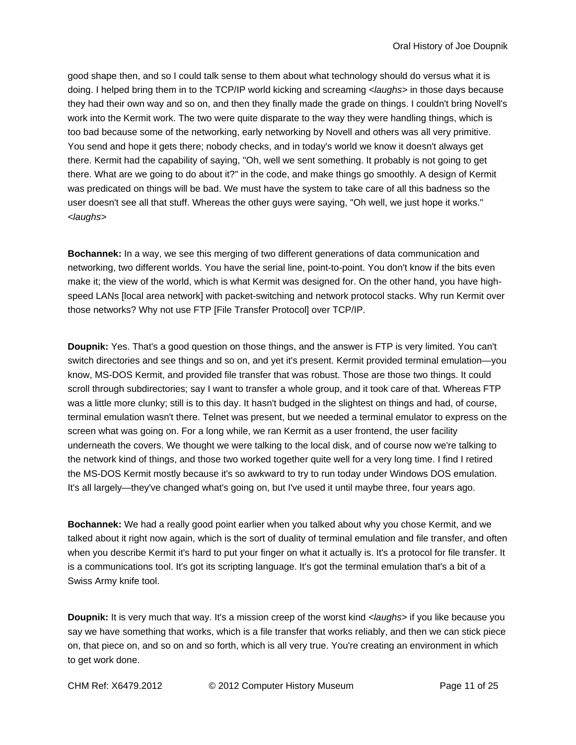good shape then, and so I could talk sense to them about what technology should do versus what it is doing. I helped bring them in to the TCP/IP world kicking and screaming *<laughs>* in those days because they had their own way and so on, and then they finally made the grade on things. I couldn't bring Novell's work into the Kermit work. The two were quite disparate to the way they were handling things, which is too bad because some of the networking, early networking by Novell and others was all very primitive. You send and hope it gets there; nobody checks, and in today's world we know it doesn't always get there. Kermit had the capability of saying, "Oh, well we sent something. It probably is not going to get there. What are we going to do about it?" in the code, and make things go smoothly. A design of Kermit was predicated on things will be bad. We must have the system to take care of all this badness so the user doesn't see all that stuff. Whereas the other guys were saying, "Oh well, we just hope it works." *<laughs>*

**Bochannek:** In a way, we see this merging of two different generations of data communication and networking, two different worlds. You have the serial line, point-to-point. You don't know if the bits even make it; the view of the world, which is what Kermit was designed for. On the other hand, you have high-speed LANs [local area network] with packet-switching and network protocol stacks. Why run Kermit over those networks? Why not use FTP [File Transfer Protocol] over TCP/IP.

**Doupnik:** Yes. That's a good question on those things, and the answer is FTP is very limited. You can't switch directories and see things and so on, and yet it's present. Kermit provided terminal emulation—you know, MS-DOS Kermit, and provided file transfer that was robust. Those are those two things. It could scroll through subdirectories; say I want to transfer a whole group, and it took care of that. Whereas FTP was a little more clunky; still is to this day. It hasn't budged in the slightest on things and had, of course, terminal emulation wasn't there. Telnet was present, but we needed a terminal emulator to express on the screen what was going on. For a long while, we ran Kermit as a user frontend, the user facility underneath the covers. We thought we were talking to the local disk, and of course now we're talking to the network kind of things, and those two worked together quite well for a very long time. I find I retired the MS-DOS Kermit mostly because it's so awkward to try to run today under Windows DOS emulation. It's all largely—they've changed what's going on, but I've used it until maybe three, four years ago.

**Bochannek:** We had a really good point earlier when you talked about why you chose Kermit, and we talked about it right now again, which is the sort of duality of terminal emulation and file transfer, and often when you describe Kermit it's hard to put your finger on what it actually is. It's a protocol for file transfer. It is a communications tool. It's got its scripting language. It's got the terminal emulation that's a bit of a Swiss Army knife tool.

**Doupnik:** It is very much that way. It's a mission creep of the worst kind *<laughs>* if you like because you say we have something that works, which is a file transfer that works reliably, and then we can stick piece on, that piece on, and so on and so forth, which is all very true. You're creating an environment in which to get work done.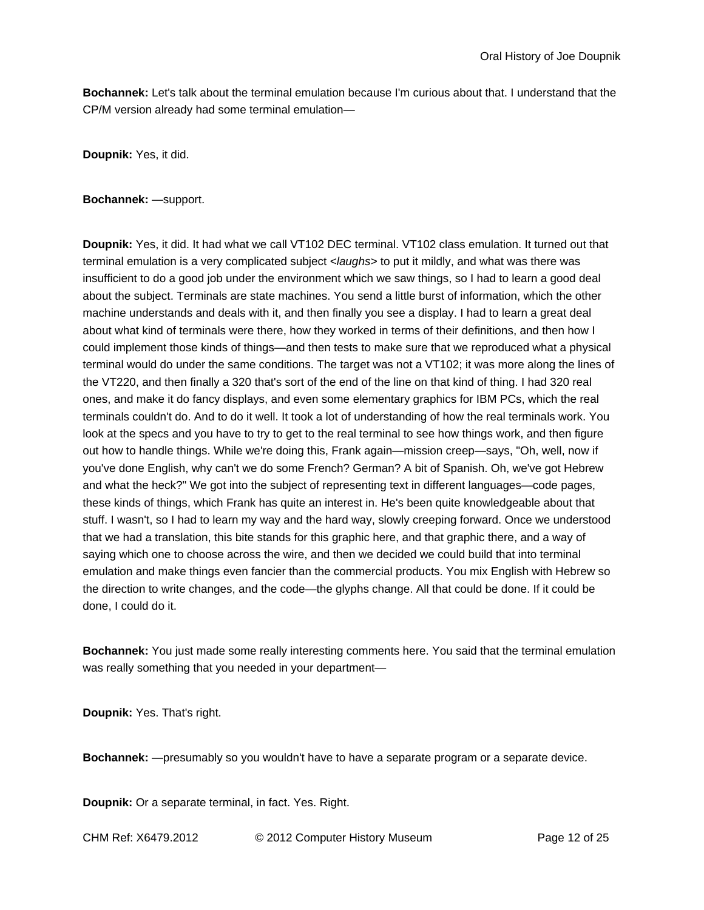**Bochannek:** Let's talk about the terminal emulation because I'm curious about that. I understand that the CP/M version already had some terminal emulation—

**Doupnik:** Yes, it did.

**Bochannek:** —support.

**Doupnik:** Yes, it did. It had what we call VT102 DEC terminal. VT102 class emulation. It turned out that terminal emulation is a very complicated subject *<laughs>* to put it mildly, and what was there was insufficient to do a good job under the environment which we saw things, so I had to learn a good deal about the subject. Terminals are state machines. You send a little burst of information, which the other machine understands and deals with it, and then finally you see a display. I had to learn a great deal about what kind of terminals were there, how they worked in terms of their definitions, and then how I could implement those kinds of things—and then tests to make sure that we reproduced what a physical terminal would do under the same conditions. The target was not a VT102; it was more along the lines of the VT220, and then finally a 320 that's sort of the end of the line on that kind of thing. I had 320 real ones, and make it do fancy displays, and even some elementary graphics for IBM PCs, which the real terminals couldn't do. And to do it well. It took a lot of understanding of how the real terminals work. You look at the specs and you have to try to get to the real terminal to see how things work, and then figure out how to handle things. While we're doing this, Frank again—mission creep—says, "Oh, well, now if you've done English, why can't we do some French? German? A bit of Spanish. Oh, we've got Hebrew and what the heck?" We got into the subject of representing text in different languages—code pages, these kinds of things, which Frank has quite an interest in. He's been quite knowledgeable about that stuff. I wasn't, so I had to learn my way and the hard way, slowly creeping forward. Once we understood that we had a translation, this bite stands for this graphic here, and that graphic there, and a way of saying which one to choose across the wire, and then we decided we could build that into terminal emulation and make things even fancier than the commercial products. You mix English with Hebrew so the direction to write changes, and the code—the glyphs change. All that could be done. If it could be done, I could do it.

**Bochannek:** You just made some really interesting comments here. You said that the terminal emulation was really something that you needed in your department—

**Doupnik:** Yes. That's right.

**Bochannek:** —presumably so you wouldn't have to have a separate program or a separate device.

**Doupnik:** Or a separate terminal, in fact. Yes. Right.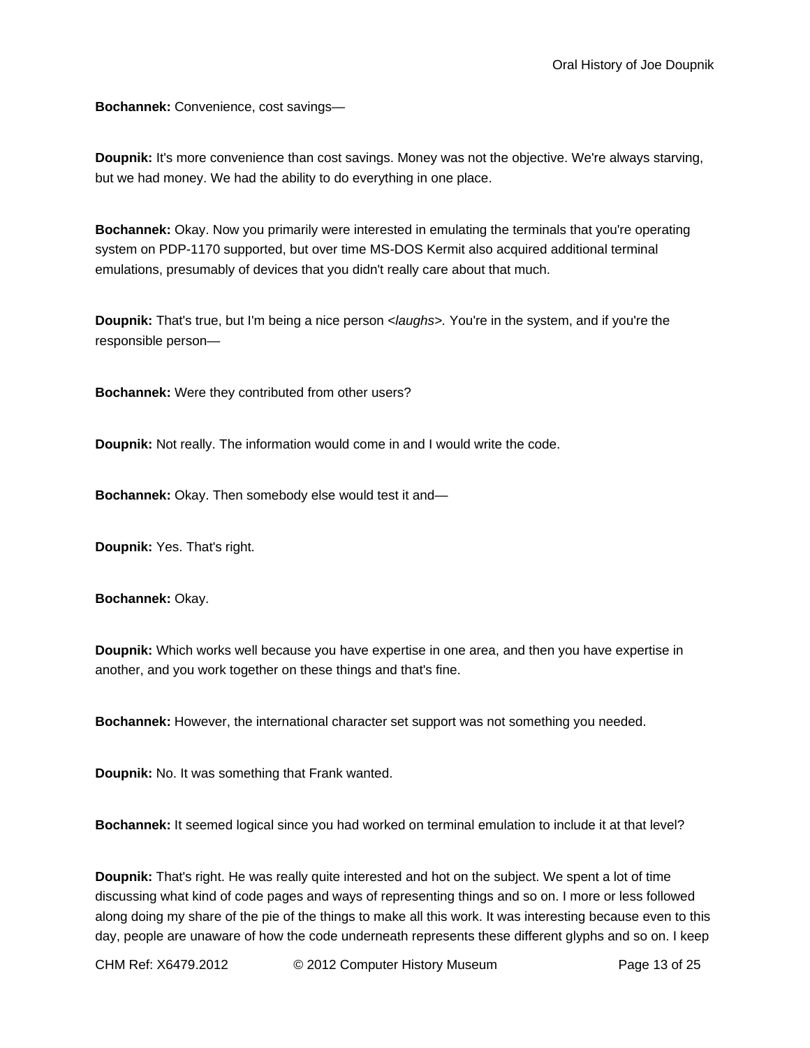**Bochannek:** Convenience, cost savings—

**Doupnik:** It's more convenience than cost savings. Money was not the objective. We're always starving, but we had money. We had the ability to do everything in one place.

**Bochannek:** Okay. Now you primarily were interested in emulating the terminals that you're operating system on PDP-1170 supported, but over time MS-DOS Kermit also acquired additional terminal emulations, presumably of devices that you didn't really care about that much.

**Doupnik:** That's true, but I'm being a nice person <*laughs*>. You're in the system, and if you're the responsible person—

**Bochannek:** Were they contributed from other users?

**Doupnik:** Not really. The information would come in and I would write the code.

**Bochannek:** Okay. Then somebody else would test it and—

**Doupnik:** Yes. That's right.

**Bochannek:** Okay.

**Doupnik:** Which works well because you have expertise in one area, and then you have expertise in another, and you work together on these things and that's fine.

**Bochannek:** However, the international character set support was not something you needed.

**Doupnik:** No. It was something that Frank wanted.

**Bochannek:** It seemed logical since you had worked on terminal emulation to include it at that level?

**Doupnik:** That's right. He was really quite interested and hot on the subject. We spent a lot of time discussing what kind of code pages and ways of representing things and so on. I more or less followed along doing my share of the pie of the things to make all this work. It was interesting because even to this day, people are unaware of how the code underneath represents these different glyphs and so on. I keep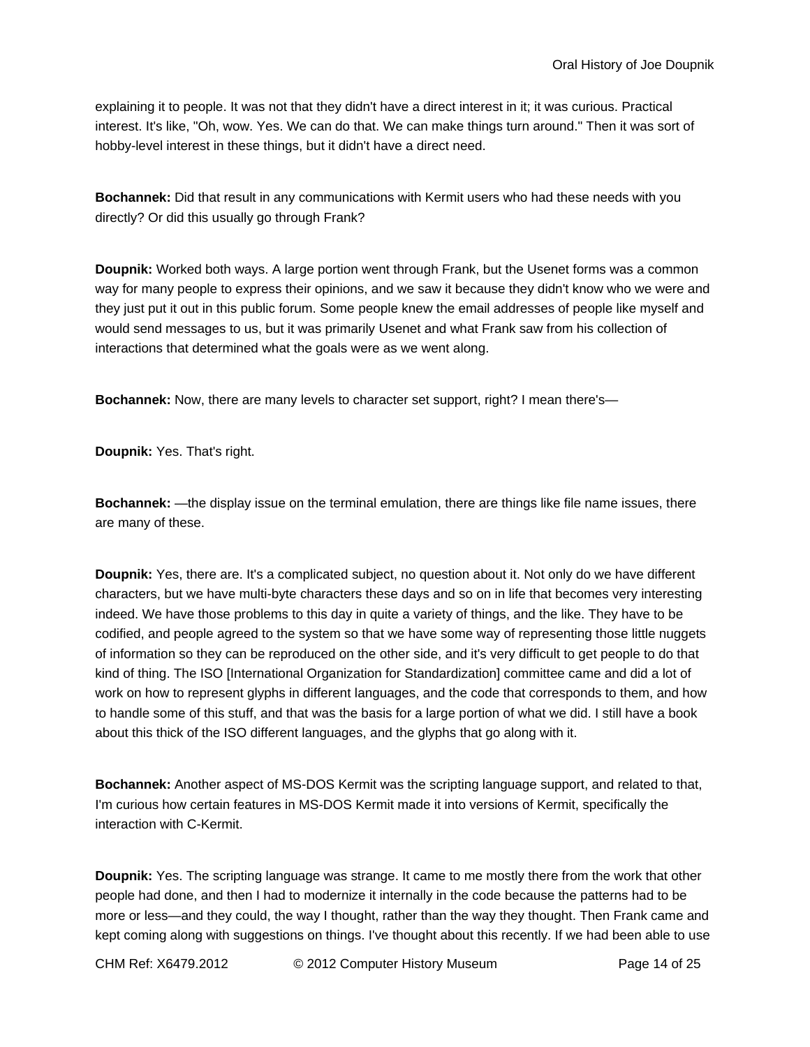explaining it to people. It was not that they didn't have a direct interest in it; it was curious. Practical interest. It's like, "Oh, wow. Yes. We can do that. We can make things turn around." Then it was sort of hobby-level interest in these things, but it didn't have a direct need.

**Bochannek:** Did that result in any communications with Kermit users who had these needs with you directly? Or did this usually go through Frank?

**Doupnik:** Worked both ways. A large portion went through Frank, but the Usenet forms was a common way for many people to express their opinions, and we saw it because they didn't know who we were and they just put it out in this public forum. Some people knew the email addresses of people like myself and would send messages to us, but it was primarily Usenet and what Frank saw from his collection of interactions that determined what the goals were as we went along.

**Bochannek:** Now, there are many levels to character set support, right? I mean there's—

**Doupnik:** Yes. That's right.

**Bochannek:** —the display issue on the terminal emulation, there are things like file name issues, there are many of these.

**Doupnik:** Yes, there are. It's a complicated subject, no question about it. Not only do we have different characters, but we have multi-byte characters these days and so on in life that becomes very interesting indeed. We have those problems to this day in quite a variety of things, and the like. They have to be codified, and people agreed to the system so that we have some way of representing those little nuggets of information so they can be reproduced on the other side, and it's very difficult to get people to do that kind of thing. The ISO [International Organization for Standardization] committee came and did a lot of work on how to represent glyphs in different languages, and the code that corresponds to them, and how to handle some of this stuff, and that was the basis for a large portion of what we did. I still have a book about this thick of the ISO different languages, and the glyphs that go along with it.

**Bochannek:** Another aspect of MS-DOS Kermit was the scripting language support, and related to that, I'm curious how certain features in MS-DOS Kermit made it into versions of Kermit, specifically the interaction with C-Kermit.

**Doupnik:** Yes. The scripting language was strange. It came to me mostly there from the work that other people had done, and then I had to modernize it internally in the code because the patterns had to be more or less—and they could, the way I thought, rather than the way they thought. Then Frank came and kept coming along with suggestions on things. I've thought about this recently. If we had been able to use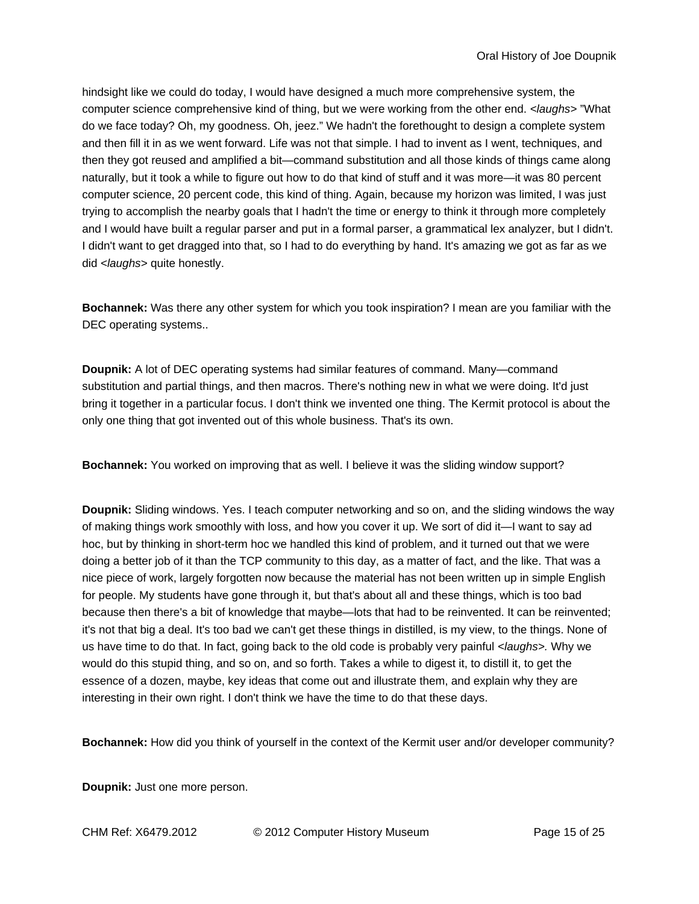hindsight like we could do today, I would have designed a much more comprehensive system, the computer science comprehensive kind of thing, but we were working from the other end. *<laughs>* "What do we face today? Oh, my goodness. Oh, jeez." We hadn't the forethought to design a complete system and then fill it in as we went forward. Life was not that simple. I had to invent as I went, techniques, and then they got reused and amplified a bit—command substitution and all those kinds of things came along naturally, but it took a while to figure out how to do that kind of stuff and it was more—it was 80 percent computer science, 20 percent code, this kind of thing. Again, because my horizon was limited, I was just trying to accomplish the nearby goals that I hadn't the time or energy to think it through more completely and I would have built a regular parser and put in a formal parser, a grammatical lex analyzer, but I didn't. I didn't want to get dragged into that, so I had to do everything by hand. It's amazing we got as far as we did *<laughs>* quite honestly.

**Bochannek:** Was there any other system for which you took inspiration? I mean are you familiar with the DEC operating systems..

**Doupnik:** A lot of DEC operating systems had similar features of command. Many—command substitution and partial things, and then macros. There's nothing new in what we were doing. It'd just bring it together in a particular focus. I don't think we invented one thing. The Kermit protocol is about the only one thing that got invented out of this whole business. That's its own.

**Bochannek:** You worked on improving that as well. I believe it was the sliding window support?

**Doupnik:** Sliding windows. Yes. I teach computer networking and so on, and the sliding windows the way of making things work smoothly with loss, and how you cover it up. We sort of did it—I want to say ad hoc, but by thinking in short-term hoc we handled this kind of problem, and it turned out that we were doing a better job of it than the TCP community to this day, as a matter of fact, and the like. That was a nice piece of work, largely forgotten now because the material has not been written up in simple English for people. My students have gone through it, but that's about all and these things, which is too bad because then there's a bit of knowledge that maybe—lots that had to be reinvented. It can be reinvented; it's not that big a deal. It's too bad we can't get these things in distilled, is my view, to the things. None of us have time to do that. In fact, going back to the old code is probably very painful *<laughs>.* Why we would do this stupid thing, and so on, and so forth. Takes a while to digest it, to distill it, to get the essence of a dozen, maybe, key ideas that come out and illustrate them, and explain why they are interesting in their own right. I don't think we have the time to do that these days.

**Bochannek:** How did you think of yourself in the context of the Kermit user and/or developer community?

**Doupnik:** Just one more person.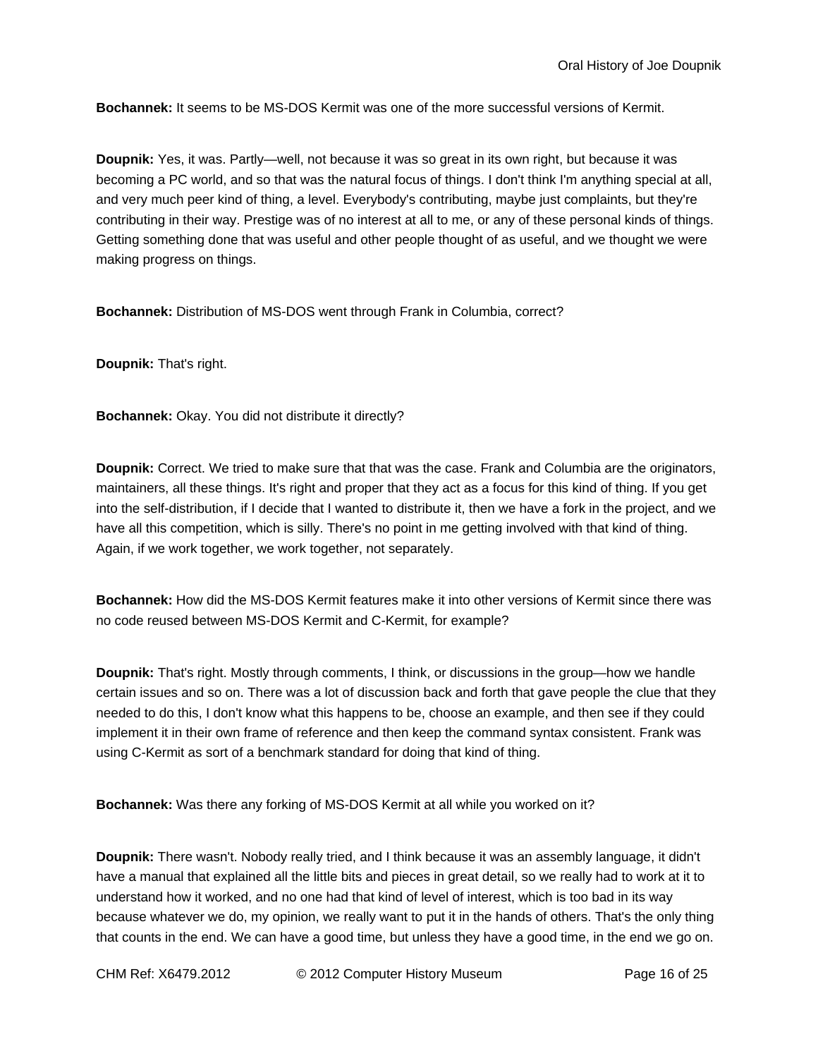**Bochannek:** It seems to be MS-DOS Kermit was one of the more successful versions of Kermit.

**Doupnik:** Yes, it was. Partly—well, not because it was so great in its own right, but because it was becoming a PC world, and so that was the natural focus of things. I don't think I'm anything special at all, and very much peer kind of thing, a level. Everybody's contributing, maybe just complaints, but they're contributing in their way. Prestige was of no interest at all to me, or any of these personal kinds of things. Getting something done that was useful and other people thought of as useful, and we thought we were making progress on things.

**Bochannek:** Distribution of MS-DOS went through Frank in Columbia, correct?

**Doupnik:** That's right.

**Bochannek:** Okay. You did not distribute it directly?

**Doupnik:** Correct. We tried to make sure that that was the case. Frank and Columbia are the originators, maintainers, all these things. It's right and proper that they act as a focus for this kind of thing. If you get into the self-distribution, if I decide that I wanted to distribute it, then we have a fork in the project, and we have all this competition, which is silly. There's no point in me getting involved with that kind of thing. Again, if we work together, we work together, not separately.

**Bochannek:** How did the MS-DOS Kermit features make it into other versions of Kermit since there was no code reused between MS-DOS Kermit and C-Kermit, for example?

**Doupnik:** That's right. Mostly through comments, I think, or discussions in the group—how we handle certain issues and so on. There was a lot of discussion back and forth that gave people the clue that they needed to do this, I don't know what this happens to be, choose an example, and then see if they could implement it in their own frame of reference and then keep the command syntax consistent. Frank was using C-Kermit as sort of a benchmark standard for doing that kind of thing.

**Bochannek:** Was there any forking of MS-DOS Kermit at all while you worked on it?

**Doupnik:** There wasn't. Nobody really tried, and I think because it was an assembly language, it didn't have a manual that explained all the little bits and pieces in great detail, so we really had to work at it to understand how it worked, and no one had that kind of level of interest, which is too bad in its way because whatever we do, my opinion, we really want to put it in the hands of others. That's the only thing that counts in the end. We can have a good time, but unless they have a good time, in the end we go on.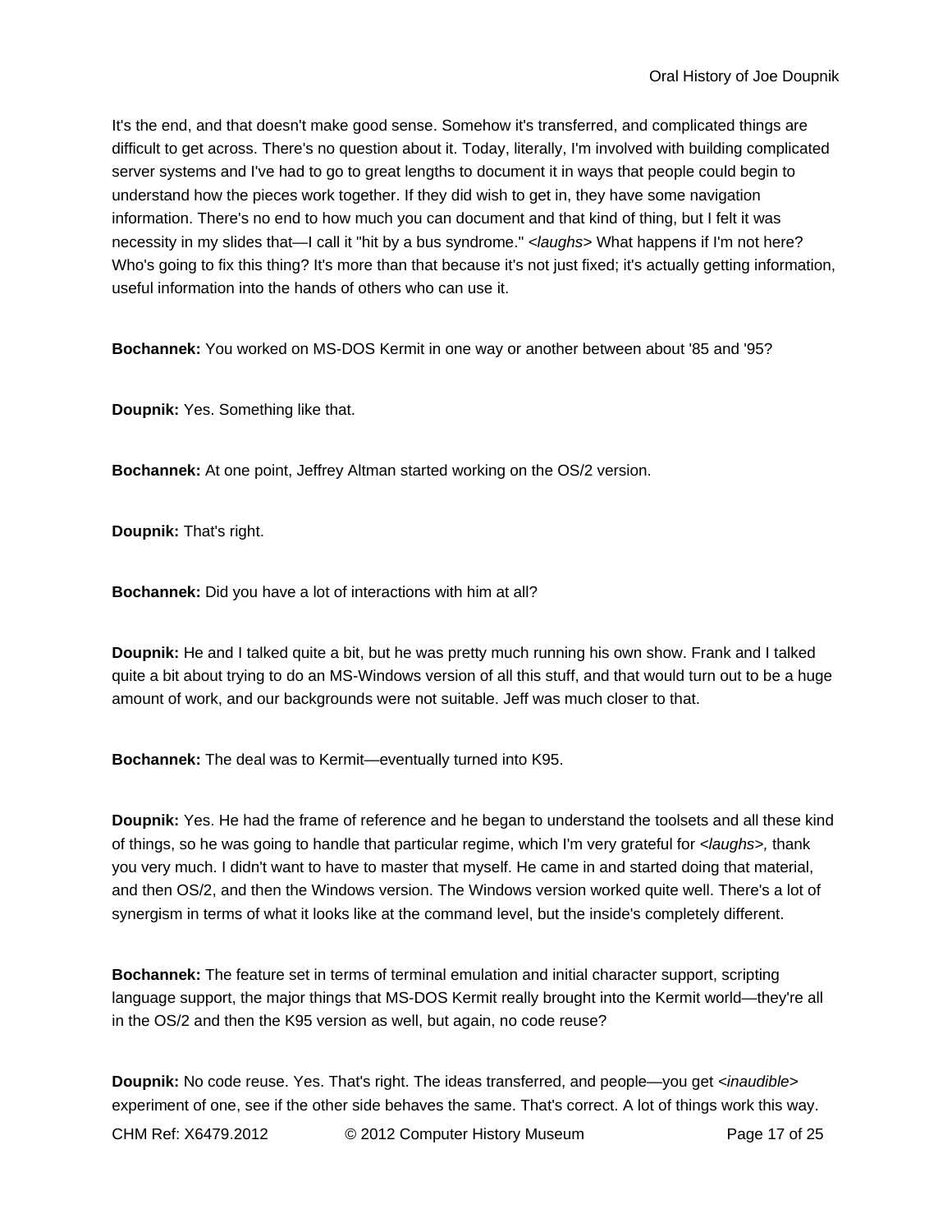It's the end, and that doesn't make good sense. Somehow it's transferred, and complicated things are difficult to get across. There's no question about it. Today, literally, I'm involved with building complicated server systems and I've had to go to great lengths to document it in ways that people could begin to understand how the pieces work together. If they did wish to get in, they have some navigation information. There's no end to how much you can document and that kind of thing, but I felt it was necessity in my slides that—I call it "hit by a bus syndrome." <*laughs*> What happens if I'm not here? Who's going to fix this thing? It's more than that because it's not just fixed; it's actually getting information, useful information into the hands of others who can use it.

**Bochannek:** You worked on MS-DOS Kermit in one way or another between about '85 and '95?

**Doupnik:** Yes. Something like that.

**Bochannek:** At one point, Jeffrey Altman started working on the OS/2 version.

**Doupnik:** That's right.

**Bochannek:** Did you have a lot of interactions with him at all?

**Doupnik:** He and I talked quite a bit, but he was pretty much running his own show. Frank and I talked quite a bit about trying to do an MS-Windows version of all this stuff, and that would turn out to be a huge amount of work, and our backgrounds were not suitable. Jeff was much closer to that.

**Bochannek:** The deal was to Kermit—eventually turned into K95.

**Doupnik:** Yes. He had the frame of reference and he began to understand the toolsets and all these kind of things, so he was going to handle that particular regime, which I'm very grateful for <*laughs*>, thank you very much. I didn't want to have to master that myself. He came in and started doing that material, and then OS/2, and then the Windows version. The Windows version worked quite well. There's a lot of synergism in terms of what it looks like at the command level, but the inside's completely different.

**Bochannek:** The feature set in terms of terminal emulation and initial character support, scripting language support, the major things that MS-DOS Kermit really brought into the Kermit world—they're all in the OS/2 and then the K95 version as well, but again, no code reuse?

**Doupnik:** No code reuse. Yes. That's right. The ideas transferred, and people—you get <*inaudible*> experiment of one, see if the other side behaves the same. That's correct. A lot of things work this way.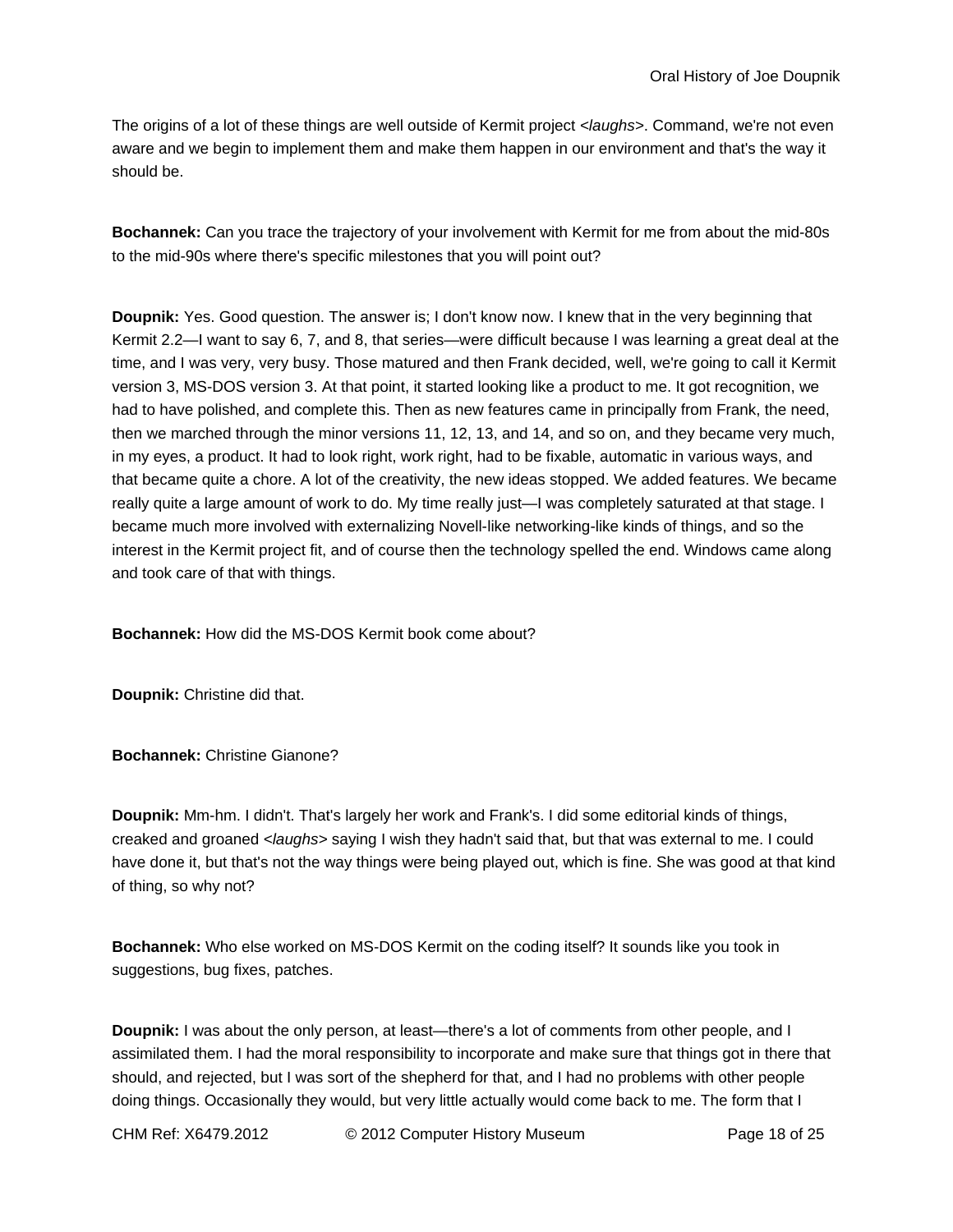The origins of a lot of these things are well outside of Kermit project <*laughs*>. Command, we're not even aware and we begin to implement them and make them happen in our environment and that's the way it should be.

**Bochannek:** Can you trace the trajectory of your involvement with Kermit for me from about the mid-80s to the mid-90s where there's specific milestones that you will point out?

**Doupnik:** Yes. Good question. The answer is; I don't know now. I knew that in the very beginning that Kermit 2.2—I want to say 6, 7, and 8, that series—were difficult because I was learning a great deal at the time, and I was very, very busy. Those matured and then Frank decided, well, we're going to call it Kermit version 3, MS-DOS version 3. At that point, it started looking like a product to me. It got recognition, we had to have polished, and complete this. Then as new features came in principally from Frank, the need, then we marched through the minor versions 11, 12, 13, and 14, and so on, and they became very much, in my eyes, a product. It had to look right, work right, had to be fixable, automatic in various ways, and that became quite a chore. A lot of the creativity, the new ideas stopped. We added features. We became really quite a large amount of work to do. My time really just—I was completely saturated at that stage. I became much more involved with externalizing Novell-like networking-like kinds of things, and so the interest in the Kermit project fit, and of course then the technology spelled the end. Windows came along and took care of that with things.

**Bochannek:** How did the MS-DOS Kermit book come about?

**Doupnik:** Christine did that.

**Bochannek:** Christine Gianone?

**Doupnik:** Mm-hm. I didn't. That's largely her work and Frank's. I did some editorial kinds of things, creaked and groaned <*laughs*> saying I wish they hadn't said that, but that was external to me. I could have done it, but that's not the way things were being played out, which is fine. She was good at that kind of thing, so why not?

**Bochannek:** Who else worked on MS-DOS Kermit on the coding itself? It sounds like you took in suggestions, bug fixes, patches.

**Doupnik:** I was about the only person, at least—there's a lot of comments from other people, and I assimilated them. I had the moral responsibility to incorporate and make sure that things got in there that should, and rejected, but I was sort of the shepherd for that, and I had no problems with other people doing things. Occasionally they would, but very little actually would come back to me. The form that I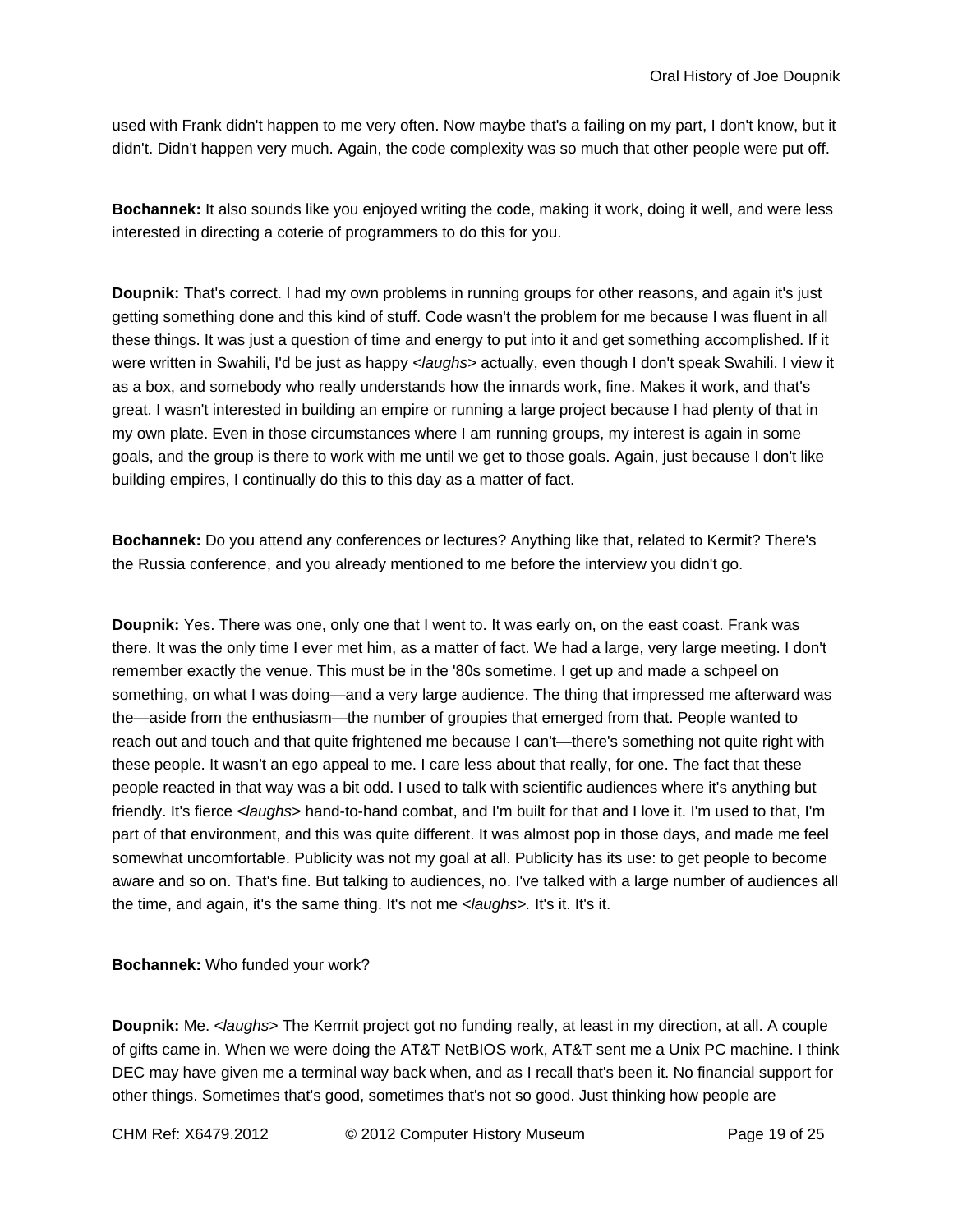used with Frank didn't happen to me very often. Now maybe that's a failing on my part, I don't know, but it didn't. Didn't happen very much. Again, the code complexity was so much that other people were put off.

**Bochannek:** It also sounds like you enjoyed writing the code, making it work, doing it well, and were less interested in directing a coterie of programmers to do this for you.

**Doupnik:** That's correct. I had my own problems in running groups for other reasons, and again it's just getting something done and this kind of stuff. Code wasn't the problem for me because I was fluent in all these things. It was just a question of time and energy to put into it and get something accomplished. If it were written in Swahili, I'd be just as happy *<laughs>* actually, even though I don't speak Swahili. I view it as a box, and somebody who really understands how the innards work, fine. Makes it work, and that's great. I wasn't interested in building an empire or running a large project because I had plenty of that in my own plate. Even in those circumstances where I am running groups, my interest is again in some goals, and the group is there to work with me until we get to those goals. Again, just because I don't like building empires, I continually do this to this day as a matter of fact.

**Bochannek:** Do you attend any conferences or lectures? Anything like that, related to Kermit? There's the Russia conference, and you already mentioned to me before the interview you didn't go.

**Doupnik:** Yes. There was one, only one that I went to. It was early on, on the east coast. Frank was there. It was the only time I ever met him, as a matter of fact. We had a large, very large meeting. I don't remember exactly the venue. This must be in the '80s sometime. I get up and made a schpeel on something, on what I was doing—and a very large audience. The thing that impressed me afterward was the—aside from the enthusiasm—the number of groupies that emerged from that. People wanted to reach out and touch and that quite frightened me because I can't—there's something not quite right with these people. It wasn't an ego appeal to me. I care less about that really, for one. The fact that these people reacted in that way was a bit odd. I used to talk with scientific audiences where it's anything but friendly. It's fierce *<laughs>* hand-to-hand combat, and I'm built for that and I love it. I'm used to that, I'm part of that environment, and this was quite different. It was almost pop in those days, and made me feel somewhat uncomfortable. Publicity was not my goal at all. Publicity has its use: to get people to become aware and so on. That's fine. But talking to audiences, no. I've talked with a large number of audiences all the time, and again, it's the same thing. It's not me *<laughs>*. It's it. It's it.

**Bochannek:** Who funded your work?

**Doupnik:** Me. *<laughs>* The Kermit project got no funding really, at least in my direction, at all. A couple of gifts came in. When we were doing the AT&T NetBIOS work, AT&T sent me a Unix PC machine. I think DEC may have given me a terminal way back when, and as I recall that's been it. No financial support for other things. Sometimes that's good, sometimes that's not so good. Just thinking how people are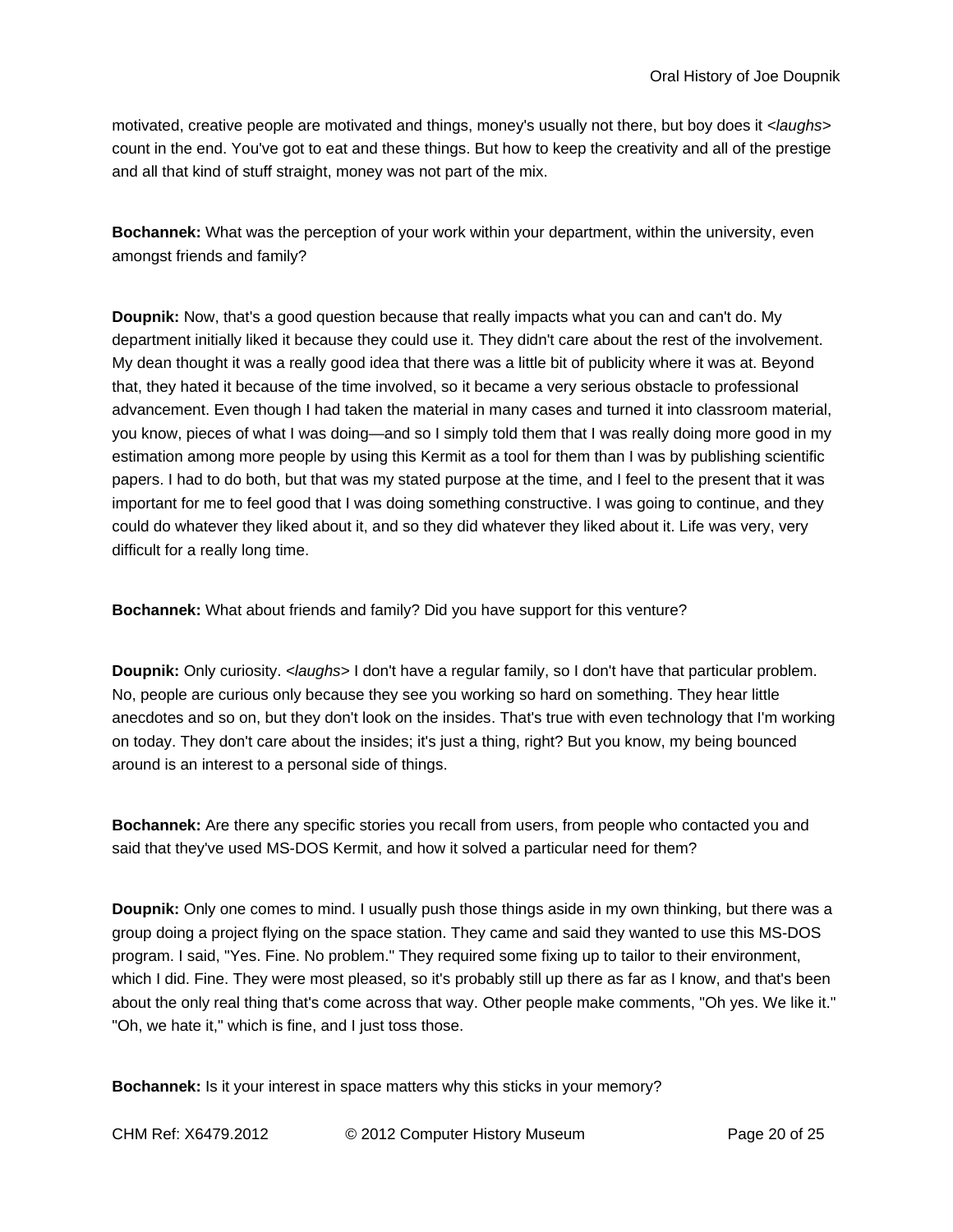motivated, creative people are motivated and things, money's usually not there, but boy does it *<laughs>* count in the end. You've got to eat and these things. But how to keep the creativity and all of the prestige and all that kind of stuff straight, money was not part of the mix.

**Bochannek:** What was the perception of your work within your department, within the university, even amongst friends and family?

**Doupnik:** Now, that's a good question because that really impacts what you can and can't do. My department initially liked it because they could use it. They didn't care about the rest of the involvement. My dean thought it was a really good idea that there was a little bit of publicity where it was at. Beyond that, they hated it because of the time involved, so it became a very serious obstacle to professional advancement. Even though I had taken the material in many cases and turned it into classroom material, you know, pieces of what I was doing—and so I simply told them that I was really doing more good in my estimation among more people by using this Kermit as a tool for them than I was by publishing scientific papers. I had to do both, but that was my stated purpose at the time, and I feel to the present that it was important for me to feel good that I was doing something constructive. I was going to continue, and they could do whatever they liked about it, and so they did whatever they liked about it. Life was very, very difficult for a really long time.

**Bochannek:** What about friends and family? Did you have support for this venture?

**Doupnik:** Only curiosity. *<laughs>* I don't have a regular family, so I don't have that particular problem. No, people are curious only because they see you working so hard on something. They hear little anecdotes and so on, but they don't look on the insides. That's true with even technology that I'm working on today. They don't care about the insides; it's just a thing, right? But you know, my being bounced around is an interest to a personal side of things.

**Bochannek:** Are there any specific stories you recall from users, from people who contacted you and said that they've used MS-DOS Kermit, and how it solved a particular need for them?

**Doupnik:** Only one comes to mind. I usually push those things aside in my own thinking, but there was a group doing a project flying on the space station. They came and said they wanted to use this MS-DOS program. I said, "Yes. Fine. No problem." They required some fixing up to tailor to their environment, which I did. Fine. They were most pleased, so it's probably still up there as far as I know, and that's been about the only real thing that's come across that way. Other people make comments, "Oh yes. We like it." "Oh, we hate it," which is fine, and I just toss those.

**Bochannek:** Is it your interest in space matters why this sticks in your memory?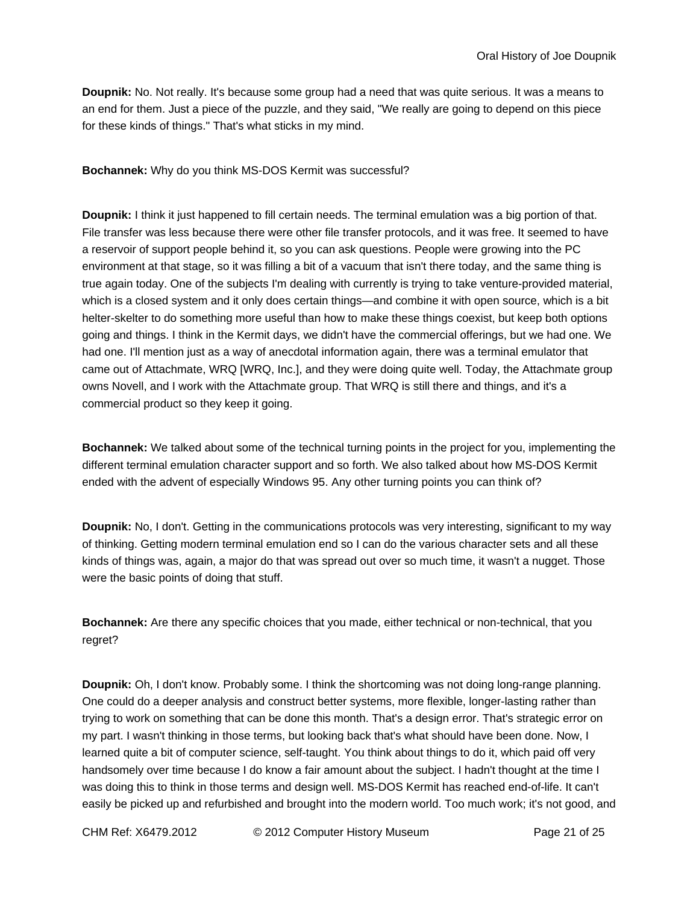**Doupnik:** No. Not really. It's because some group had a need that was quite serious. It was a means to an end for them. Just a piece of the puzzle, and they said, "We really are going to depend on this piece for these kinds of things." That's what sticks in my mind.

**Bochannek:** Why do you think MS-DOS Kermit was successful?

**Doupnik:** I think it just happened to fill certain needs. The terminal emulation was a big portion of that. File transfer was less because there were other file transfer protocols, and it was free. It seemed to have a reservoir of support people behind it, so you can ask questions. People were growing into the PC environment at that stage, so it was filling a bit of a vacuum that isn't there today, and the same thing is true again today. One of the subjects I'm dealing with currently is trying to take venture-provided material, which is a closed system and it only does certain things—and combine it with open source, which is a bit helter-skelter to do something more useful than how to make these things coexist, but keep both options going and things. I think in the Kermit days, we didn't have the commercial offerings, but we had one. We had one. I'll mention just as a way of anecdotal information again, there was a terminal emulator that came out of Attachmate, WRQ [WRQ, Inc.], and they were doing quite well. Today, the Attachmate group owns Novell, and I work with the Attachmate group. That WRQ is still there and things, and it's a commercial product so they keep it going.

**Bochannek:** We talked about some of the technical turning points in the project for you, implementing the different terminal emulation character support and so forth. We also talked about how MS-DOS Kermit ended with the advent of especially Windows 95. Any other turning points you can think of?

**Doupnik:** No, I don't. Getting in the communications protocols was very interesting, significant to my way of thinking. Getting modern terminal emulation end so I can do the various character sets and all these kinds of things was, again, a major do that was spread out over so much time, it wasn't a nugget. Those were the basic points of doing that stuff.

**Bochannek:** Are there any specific choices that you made, either technical or non-technical, that you regret?

**Doupnik:** Oh, I don't know. Probably some. I think the shortcoming was not doing long-range planning. One could do a deeper analysis and construct better systems, more flexible, longer-lasting rather than trying to work on something that can be done this month. That's a design error. That's strategic error on my part. I wasn't thinking in those terms, but looking back that's what should have been done. Now, I learned quite a bit of computer science, self-taught. You think about things to do it, which paid off very handsomely over time because I do know a fair amount about the subject. I hadn't thought at the time I was doing this to think in those terms and design well. MS-DOS Kermit has reached end-of-life. It can't easily be picked up and refurbished and brought into the modern world. Too much work; it's not good, and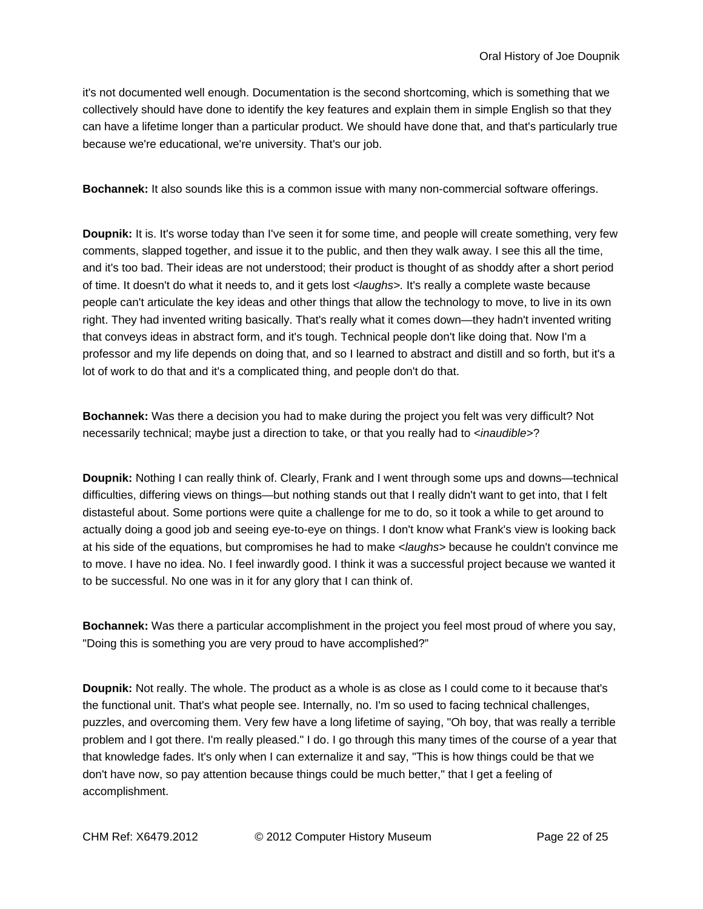it's not documented well enough. Documentation is the second shortcoming, which is something that we collectively should have done to identify the key features and explain them in simple English so that they can have a lifetime longer than a particular product. We should have done that, and that's particularly true because we're educational, we're university. That's our job.

**Bochannek:** It also sounds like this is a common issue with many non-commercial software offerings.

**Doupnik:** It is. It's worse today than I've seen it for some time, and people will create something, very few comments, slapped together, and issue it to the public, and then they walk away. I see this all the time, and it's too bad. Their ideas are not understood; their product is thought of as shoddy after a short period of time. It doesn't do what it needs to, and it gets lost *<laughs>.* It's really a complete waste because people can't articulate the key ideas and other things that allow the technology to move, to live in its own right. They had invented writing basically. That's really what it comes down—they hadn't invented writing that conveys ideas in abstract form, and it's tough. Technical people don't like doing that. Now I'm a professor and my life depends on doing that, and so I learned to abstract and distill and so forth, but it's a lot of work to do that and it's a complicated thing, and people don't do that.

**Bochannek:** Was there a decision you had to make during the project you felt was very difficult? Not necessarily technical; maybe just a direction to take, or that you really had to *<inaudible>*?

**Doupnik:** Nothing I can really think of. Clearly, Frank and I went through some ups and downs—technical difficulties, differing views on things—but nothing stands out that I really didn't want to get into, that I felt distasteful about. Some portions were quite a challenge for me to do, so it took a while to get around to actually doing a good job and seeing eye-to-eye on things. I don't know what Frank's view is looking back at his side of the equations, but compromises he had to make *<laughs>* because he couldn't convince me to move. I have no idea. No. I feel inwardly good. I think it was a successful project because we wanted it to be successful. No one was in it for any glory that I can think of.

**Bochannek:** Was there a particular accomplishment in the project you feel most proud of where you say, "Doing this is something you are very proud to have accomplished?"

**Doupnik:** Not really. The whole. The product as a whole is as close as I could come to it because that's the functional unit. That's what people see. Internally, no. I'm so used to facing technical challenges, puzzles, and overcoming them. Very few have a long lifetime of saying, "Oh boy, that was really a terrible problem and I got there. I'm really pleased." I do. I go through this many times of the course of a year that that knowledge fades. It's only when I can externalize it and say, "This is how things could be that we don't have now, so pay attention because things could be much better," that I get a feeling of accomplishment.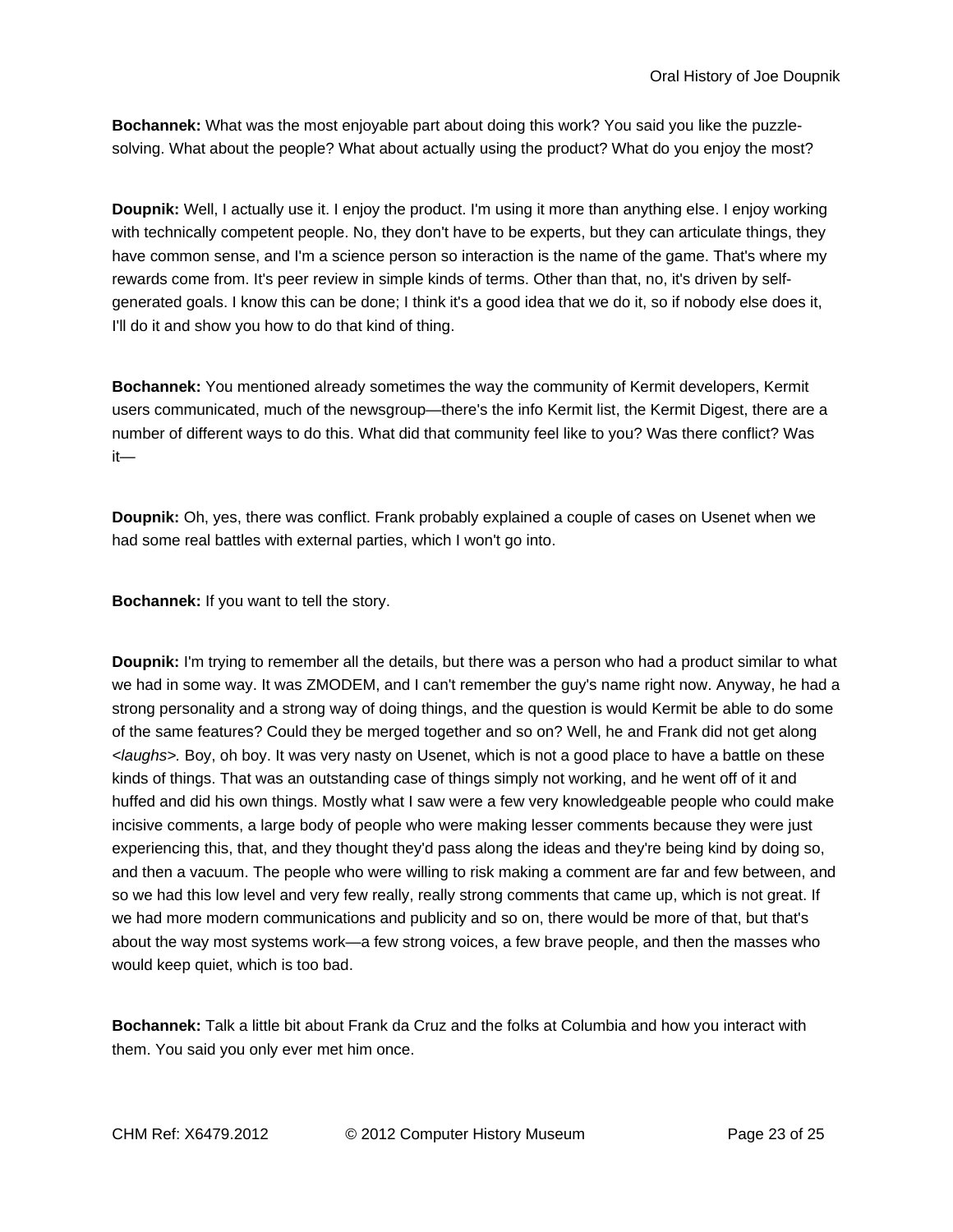**Bochannek:** What was the most enjoyable part about doing this work? You said you like the puzzle-solving. What about the people? What about actually using the product? What do you enjoy the most?

**Doupnik:** Well, I actually use it. I enjoy the product. I'm using it more than anything else. I enjoy working with technically competent people. No, they don't have to be experts, but they can articulate things, they have common sense, and I'm a science person so interaction is the name of the game. That's where my rewards come from. It's peer review in simple kinds of terms. Other than that, no, it's driven by self-generated goals. I know this can be done; I think it's a good idea that we do it, so if nobody else does it, I'll do it and show you how to do that kind of thing.

**Bochannek:** You mentioned already sometimes the way the community of Kermit developers, Kermit users communicated, much of the newsgroup—there's the info Kermit list, the Kermit Digest, there are a number of different ways to do this. What did that community feel like to you? Was there conflict? Was it—

**Doupnik:** Oh, yes, there was conflict. Frank probably explained a couple of cases on Usenet when we had some real battles with external parties, which I won't go into.

**Bochannek:** If you want to tell the story.

**Doupnik:** I'm trying to remember all the details, but there was a person who had a product similar to what we had in some way. It was ZMODEM, and I can't remember the guy's name right now. Anyway, he had a strong personality and a strong way of doing things, and the question is would Kermit be able to do some of the same features? Could they be merged together and so on? Well, he and Frank did not get along *<laughs>*. Boy, oh boy. It was very nasty on Usenet, which is not a good place to have a battle on these kinds of things. That was an outstanding case of things simply not working, and he went off of it and huffed and did his own things. Mostly what I saw were a few very knowledgeable people who could make incisive comments, a large body of people who were making lesser comments because they were just experiencing this, that, and they thought they'd pass along the ideas and they're being kind by doing so, and then a vacuum. The people who were willing to risk making a comment are far and few between, and so we had this low level and very few really, really strong comments that came up, which is not great. If we had more modern communications and publicity and so on, there would be more of that, but that's about the way most systems work—a few strong voices, a few brave people, and then the masses who would keep quiet, which is too bad.

**Bochannek:** Talk a little bit about Frank da Cruz and the folks at Columbia and how you interact with them. You said you only ever met him once.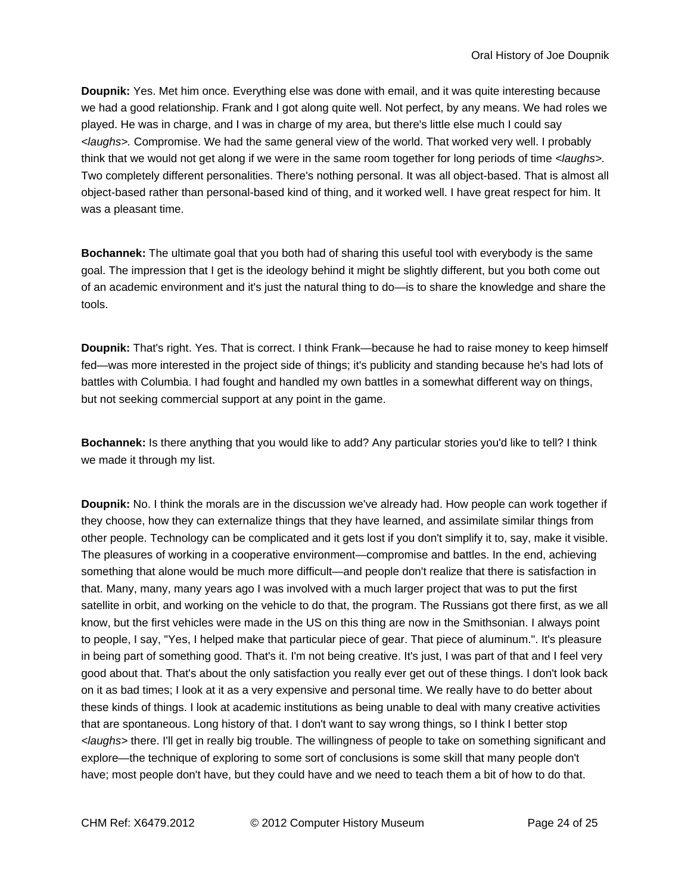**Doupnik:** Yes. Met him once. Everything else was done with email, and it was quite interesting because we had a good relationship. Frank and I got along quite well. Not perfect, by any means. We had roles we played. He was in charge, and I was in charge of my area, but there's little else much I could say *<laughs>.* Compromise. We had the same general view of the world. That worked very well. I probably think that we would not get along if we were in the same room together for long periods of time *<laughs>.* Two completely different personalities. There's nothing personal. It was all object-based. That is almost all object-based rather than personal-based kind of thing, and it worked well. I have great respect for him. It was a pleasant time.

**Bochannek:** The ultimate goal that you both had of sharing this useful tool with everybody is the same goal. The impression that I get is the ideology behind it might be slightly different, but you both come out of an academic environment and it's just the natural thing to do—is to share the knowledge and share the tools.

**Doupnik:** That's right. Yes. That is correct. I think Frank—because he had to raise money to keep himself fed—was more interested in the project side of things; it's publicity and standing because he's had lots of battles with Columbia. I had fought and handled my own battles in a somewhat different way on things, but not seeking commercial support at any point in the game.

**Bochannek:** Is there anything that you would like to add? Any particular stories you'd like to tell? I think we made it through my list.

**Doupnik:** No. I think the morals are in the discussion we've already had. How people can work together if they choose, how they can externalize things that they have learned, and assimilate similar things from other people. Technology can be complicated and it gets lost if you don't simplify it to, say, make it visible. The pleasures of working in a cooperative environment—compromise and battles. In the end, achieving something that alone would be much more difficult—and people don't realize that there is satisfaction in that. Many, many, many years ago I was involved with a much larger project that was to put the first satellite in orbit, and working on the vehicle to do that, the program. The Russians got there first, as we all know, but the first vehicles were made in the US on this thing are now in the Smithsonian. I always point to people, I say, "Yes, I helped make that particular piece of gear. That piece of aluminum.". It's pleasure in being part of something good. That's it. I'm not being creative. It's just, I was part of that and I feel very good about that. That's about the only satisfaction you really ever get out of these things. I don't look back on it as bad times; I look at it as a very expensive and personal time. We really have to do better about these kinds of things. I look at academic institutions as being unable to deal with many creative activities that are spontaneous. Long history of that. I don't want to say wrong things, so I think I better stop *<laughs>* there. I'll get in really big trouble. The willingness of people to take on something significant and explore—the technique of exploring to some sort of conclusions is some skill that many people don't have; most people don't have, but they could have and we need to teach them a bit of how to do that.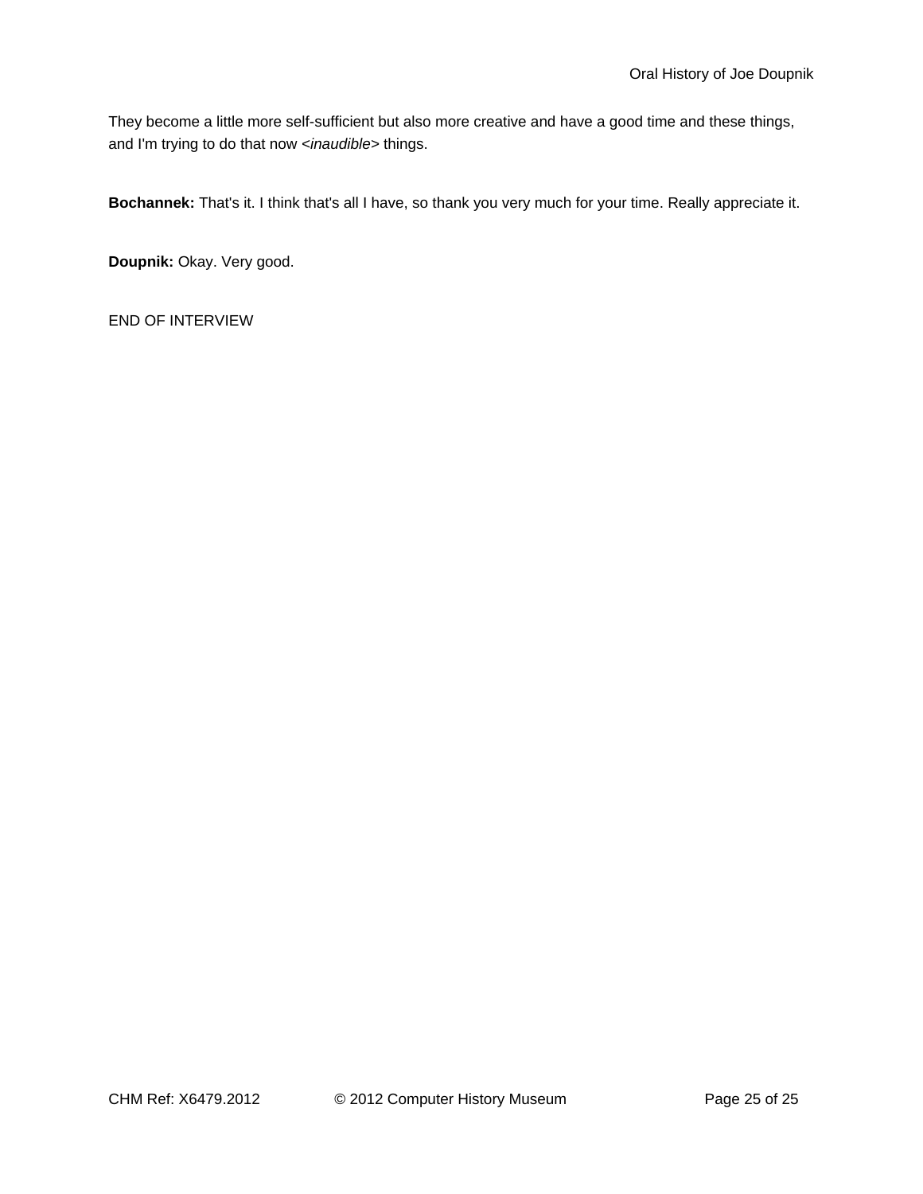They become a little more self-sufficient but also more creative and have a good time and these things, and I'm trying to do that now <*inaudible*> things.

**Bochannek:** That's it. I think that's all I have, so thank you very much for your time. Really appreciate it.

**Doupnik:** Okay. Very good.

END OF INTERVIEW